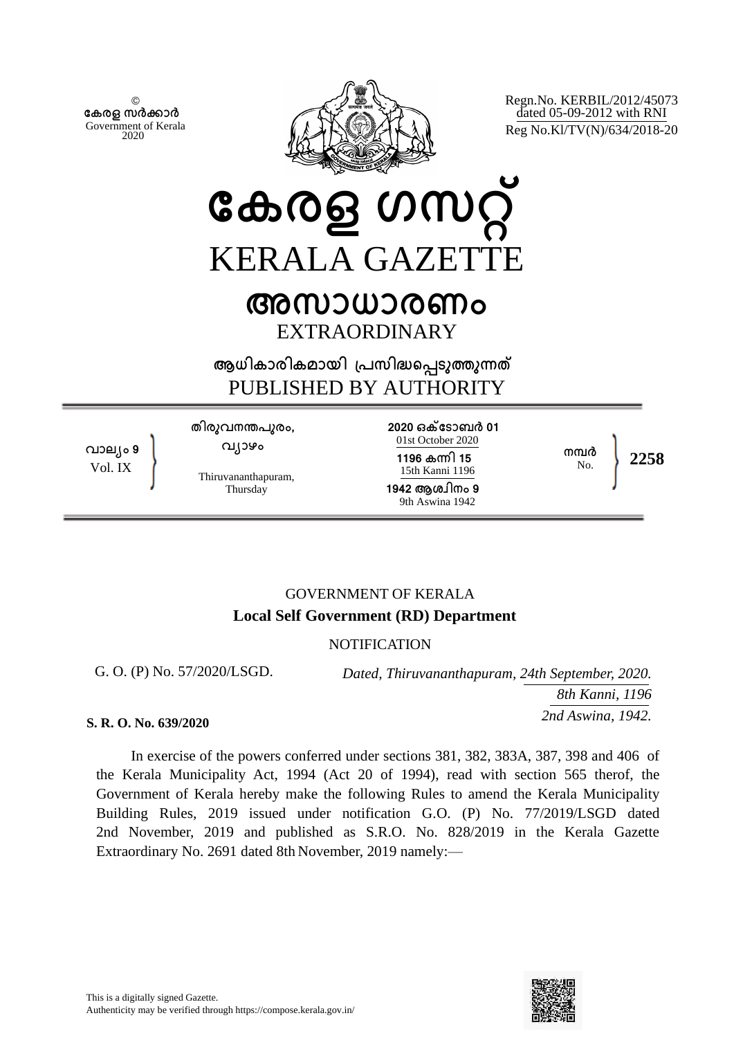© കേരള സർക്കാർ
Government of Kerala
2020

Regn.No. KERBIL/2012/45073
dated 05-09-2012 with RNI
Reg No.Kl/TV(N)/634/2018-20

# കേരള ഗസറ്റ്
# KERALA GAZETTE

## അസാധാരണം
## EXTRAORDINARY

### ആധികാരികമായി പ്രസിദ്ധപ്പെടുത്തുന്നത്
### PUBLISHED BY AUTHORITY

| വാല്യം 9<br>Vol. IX | തിരുവനന്തപുരം, വ്യാഴം<br>Thiruvananthapuram, Thursday | 2020 ഒക്ടോബർ 01<br>01st October 2020<br>1196 കന്നി 15<br>15th Kanni 1196<br>1942 ആശ്വിനം 9<br>9th Aswina 1942 | നമ്പർ<br>No. | 2258 |
|---|---|---|---|---|

GOVERNMENT OF KERALA

**Local Self Government (RD) Department**

NOTIFICATION

G. O. (P) No. 57/2020/LSGD.

*Dated, Thiruvananthapuram, 24th September, 2020.*
*8th Kanni, 1196*
*2nd Aswina, 1942.*

**S. R. O. No. 639/2020**

In exercise of the powers conferred under sections 381, 382, 383A, 387, 398 and 406 of the Kerala Municipality Act, 1994 (Act 20 of 1994), read with section 565 therof, the Government of Kerala hereby make the following Rules to amend the Kerala Municipality Building Rules, 2019 issued under notification G.O. (P) No. 77/2019/LSGD dated 2nd November, 2019 and published as S.R.O. No. 828/2019 in the Kerala Gazette Extraordinary No. 2691 dated 8th November, 2019 namely:—

This is a digitally signed Gazette.
Authenticity may be verified through https://compose.kerala.gov.in/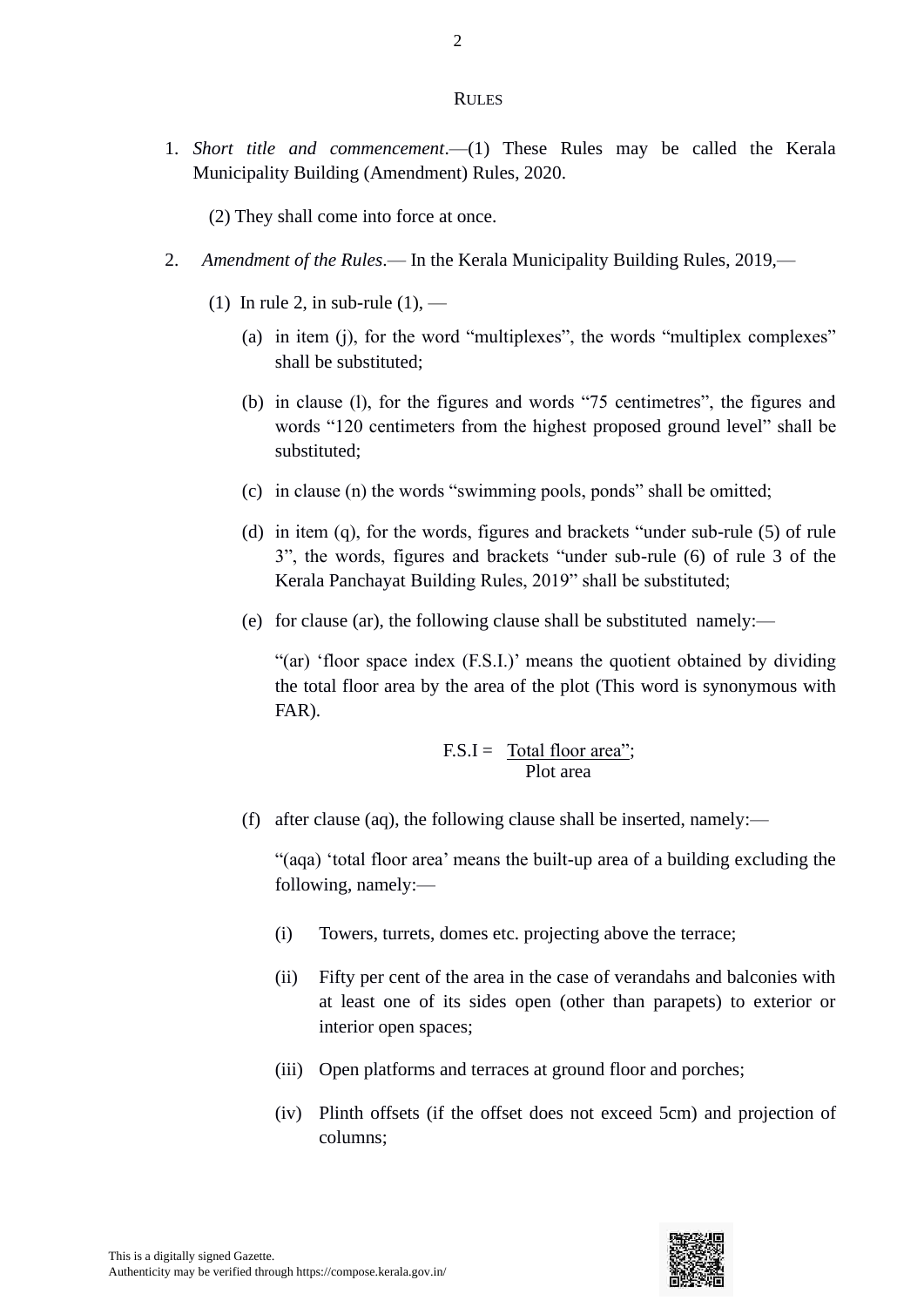## RULES

1. *Short title and commencement*.—(1) These Rules may be called the Kerala Municipality Building (Amendment) Rules, 2020.

   (2) They shall come into force at once.

2. *Amendment of the Rules*.— In the Kerala Municipality Building Rules, 2019,—

   (1) In rule 2, in sub-rule (1), —

   (a) in item (j), for the word "multiplexes", the words "multiplex complexes" shall be substituted;

   (b) in clause (l), for the figures and words "75 centimetres", the figures and words "120 centimeters from the highest proposed ground level" shall be substituted;

   (c) in clause (n) the words "swimming pools, ponds" shall be omitted;

   (d) in item (q), for the words, figures and brackets "under sub-rule (5) of rule 3", the words, figures and brackets "under sub-rule (6) of rule 3 of the Kerala Panchayat Building Rules, 2019" shall be substituted;

   (e) for clause (ar), the following clause shall be substituted namely:—

   "(ar) 'floor space index (F.S.I.)' means the quotient obtained by dividing the total floor area by the area of the plot (This word is synonymous with FAR).

   $$\text{F.S.I} = \frac{\text{Total floor area''};}{\text{Plot area}}$$

   (f) after clause (aq), the following clause shall be inserted, namely:—

   "(aqa) 'total floor area' means the built-up area of a building excluding the following, namely:—

   (i) Towers, turrets, domes etc. projecting above the terrace;

   (ii) Fifty per cent of the area in the case of verandahs and balconies with at least one of its sides open (other than parapets) to exterior or interior open spaces;

   (iii) Open platforms and terraces at ground floor and porches;

   (iv) Plinth offsets (if the offset does not exceed 5cm) and projection of columns;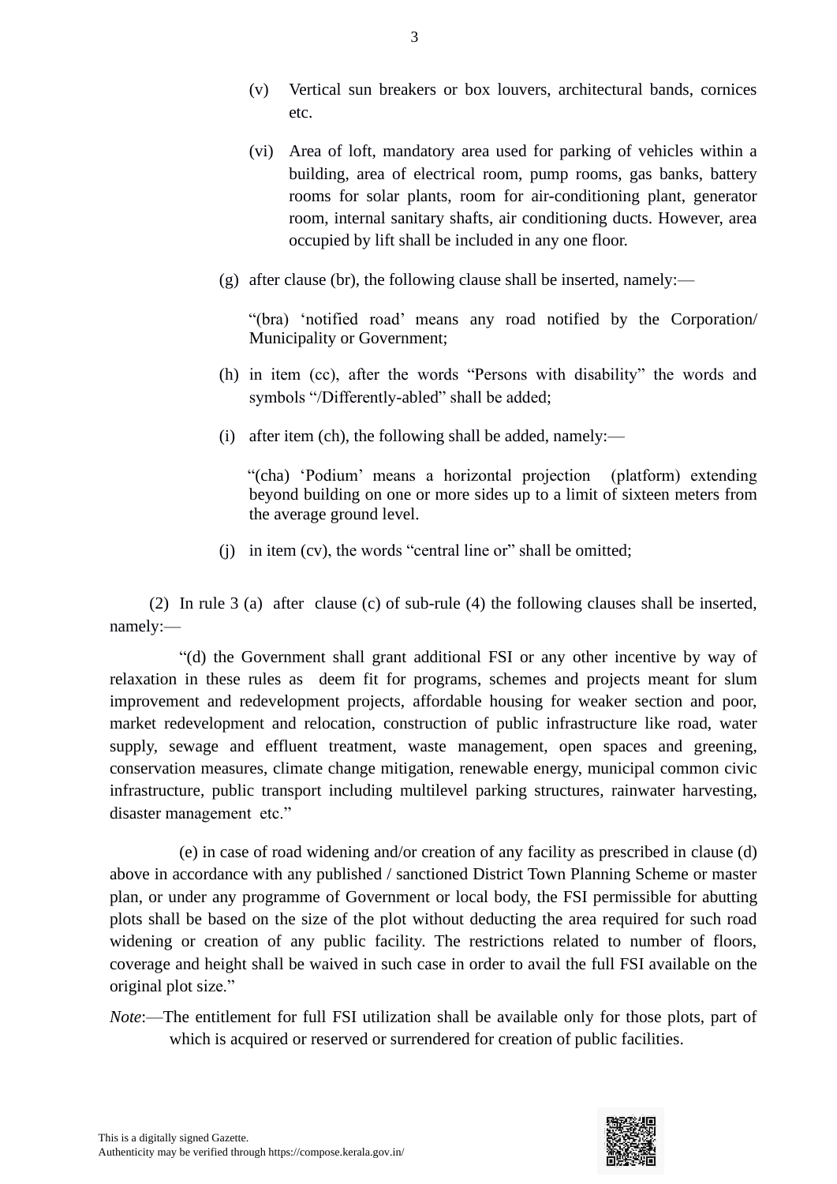(v) Vertical sun breakers or box louvers, architectural bands, cornices etc.

(vi) Area of loft, mandatory area used for parking of vehicles within a building, area of electrical room, pump rooms, gas banks, battery rooms for solar plants, room for air-conditioning plant, generator room, internal sanitary shafts, air conditioning ducts. However, area occupied by lift shall be included in any one floor.

(g) after clause (br), the following clause shall be inserted, namely:—

"(bra) 'notified road' means any road notified by the Corporation/ Municipality or Government;

(h) in item (cc), after the words "Persons with disability" the words and symbols "/Differently-abled" shall be added;

(i) after item (ch), the following shall be added, namely:—

"(cha) 'Podium' means a horizontal projection (platform) extending beyond building on one or more sides up to a limit of sixteen meters from the average ground level.

(j) in item (cv), the words "central line or" shall be omitted;

(2) In rule 3 (a) after clause (c) of sub-rule (4) the following clauses shall be inserted, namely:—

"(d) the Government shall grant additional FSI or any other incentive by way of relaxation in these rules as deem fit for programs, schemes and projects meant for slum improvement and redevelopment projects, affordable housing for weaker section and poor, market redevelopment and relocation, construction of public infrastructure like road, water supply, sewage and effluent treatment, waste management, open spaces and greening, conservation measures, climate change mitigation, renewable energy, municipal common civic infrastructure, public transport including multilevel parking structures, rainwater harvesting, disaster management etc."

(e) in case of road widening and/or creation of any facility as prescribed in clause (d) above in accordance with any published / sanctioned District Town Planning Scheme or master plan, or under any programme of Government or local body, the FSI permissible for abutting plots shall be based on the size of the plot without deducting the area required for such road widening or creation of any public facility. The restrictions related to number of floors, coverage and height shall be waived in such case in order to avail the full FSI available on the original plot size."

*Note*:—The entitlement for full FSI utilization shall be available only for those plots, part of which is acquired or reserved or surrendered for creation of public facilities.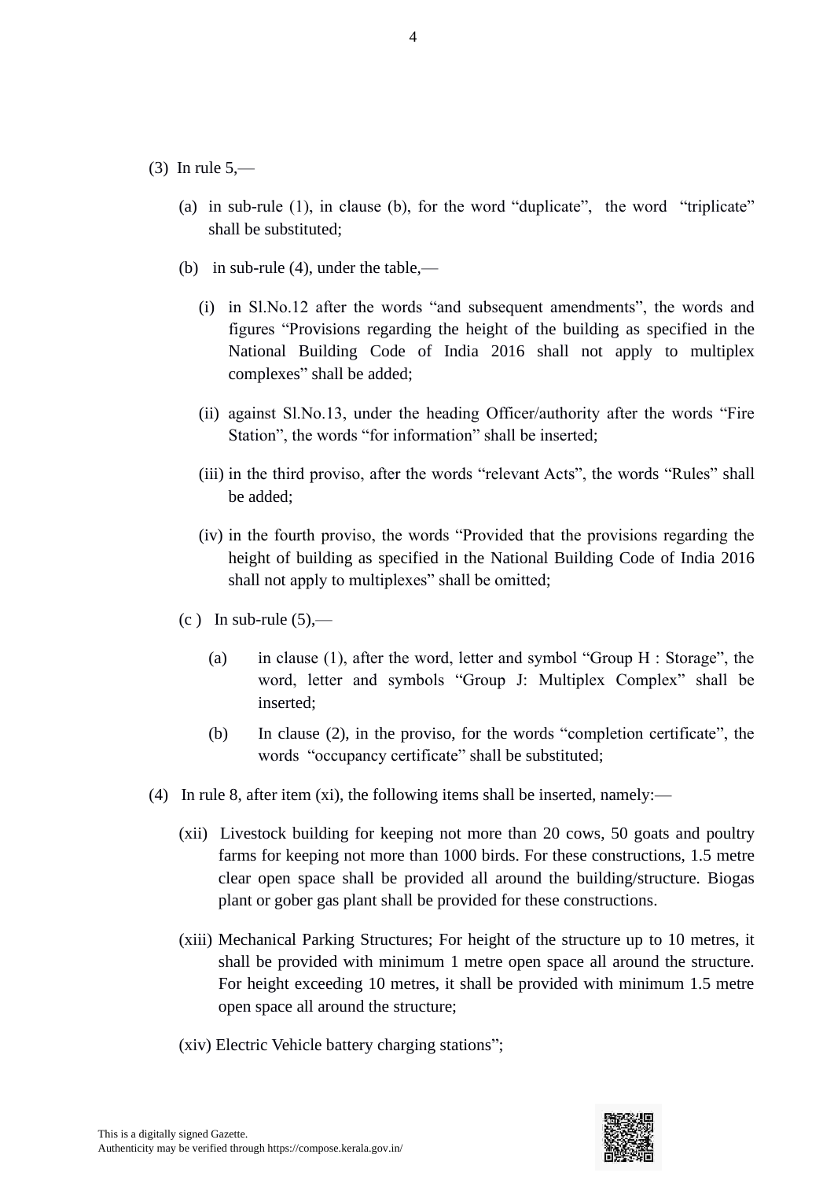(3) In rule 5,—

(a) in sub-rule (1), in clause (b), for the word "duplicate", the word "triplicate" shall be substituted;

(b) in sub-rule (4), under the table,—

(i) in Sl.No.12 after the words "and subsequent amendments", the words and figures "Provisions regarding the height of the building as specified in the National Building Code of India 2016 shall not apply to multiplex complexes" shall be added;

(ii) against Sl.No.13, under the heading Officer/authority after the words "Fire Station", the words "for information" shall be inserted;

(iii) in the third proviso, after the words "relevant Acts", the words "Rules" shall be added;

(iv) in the fourth proviso, the words "Provided that the provisions regarding the height of building as specified in the National Building Code of India 2016 shall not apply to multiplexes" shall be omitted;

(c ) In sub-rule (5),—

(a) in clause (1), after the word, letter and symbol "Group H : Storage", the word, letter and symbols "Group J: Multiplex Complex" shall be inserted;

(b) In clause (2), in the proviso, for the words "completion certificate", the words "occupancy certificate" shall be substituted;

(4) In rule 8, after item (xi), the following items shall be inserted, namely:—

(xii) Livestock building for keeping not more than 20 cows, 50 goats and poultry farms for keeping not more than 1000 birds. For these constructions, 1.5 metre clear open space shall be provided all around the building/structure. Biogas plant or gober gas plant shall be provided for these constructions.

(xiii) Mechanical Parking Structures; For height of the structure up to 10 metres, it shall be provided with minimum 1 metre open space all around the structure. For height exceeding 10 metres, it shall be provided with minimum 1.5 metre open space all around the structure;

(xiv) Electric Vehicle battery charging stations";

This is a digitally signed Gazette.
Authenticity may be verified through https://compose.kerala.gov.in/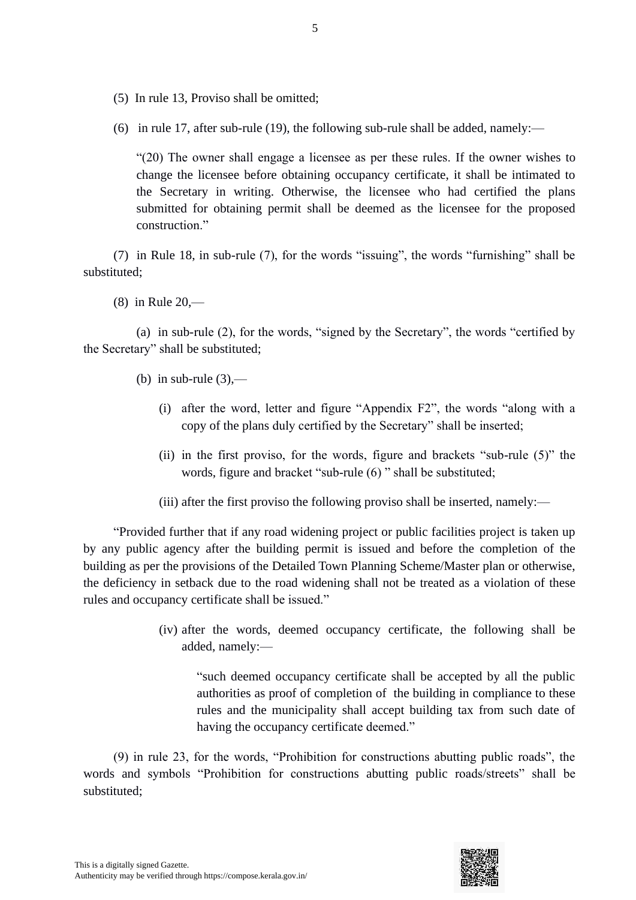(5) In rule 13, Proviso shall be omitted;

(6) in rule 17, after sub-rule (19), the following sub-rule shall be added, namely:—

> "(20) The owner shall engage a licensee as per these rules. If the owner wishes to change the licensee before obtaining occupancy certificate, it shall be intimated to the Secretary in writing. Otherwise, the licensee who had certified the plans submitted for obtaining permit shall be deemed as the licensee for the proposed construction."

(7) in Rule 18, in sub-rule (7), for the words "issuing", the words "furnishing" shall be substituted;

(8) in Rule 20,—

(a) in sub-rule (2), for the words, "signed by the Secretary", the words "certified by the Secretary" shall be substituted;

(b) in sub-rule (3),—

(i) after the word, letter and figure "Appendix F2", the words "along with a copy of the plans duly certified by the Secretary" shall be inserted;

(ii) in the first proviso, for the words, figure and brackets "sub-rule (5)" the words, figure and bracket "sub-rule (6) " shall be substituted;

(iii) after the first proviso the following proviso shall be inserted, namely:—

"Provided further that if any road widening project or public facilities project is taken up by any public agency after the building permit is issued and before the completion of the building as per the provisions of the Detailed Town Planning Scheme/Master plan or otherwise, the deficiency in setback due to the road widening shall not be treated as a violation of these rules and occupancy certificate shall be issued."

(iv) after the words, deemed occupancy certificate, the following shall be added, namely:—

> "such deemed occupancy certificate shall be accepted by all the public authorities as proof of completion of the building in compliance to these rules and the municipality shall accept building tax from such date of having the occupancy certificate deemed."

(9) in rule 23, for the words, "Prohibition for constructions abutting public roads", the words and symbols "Prohibition for constructions abutting public roads/streets" shall be substituted;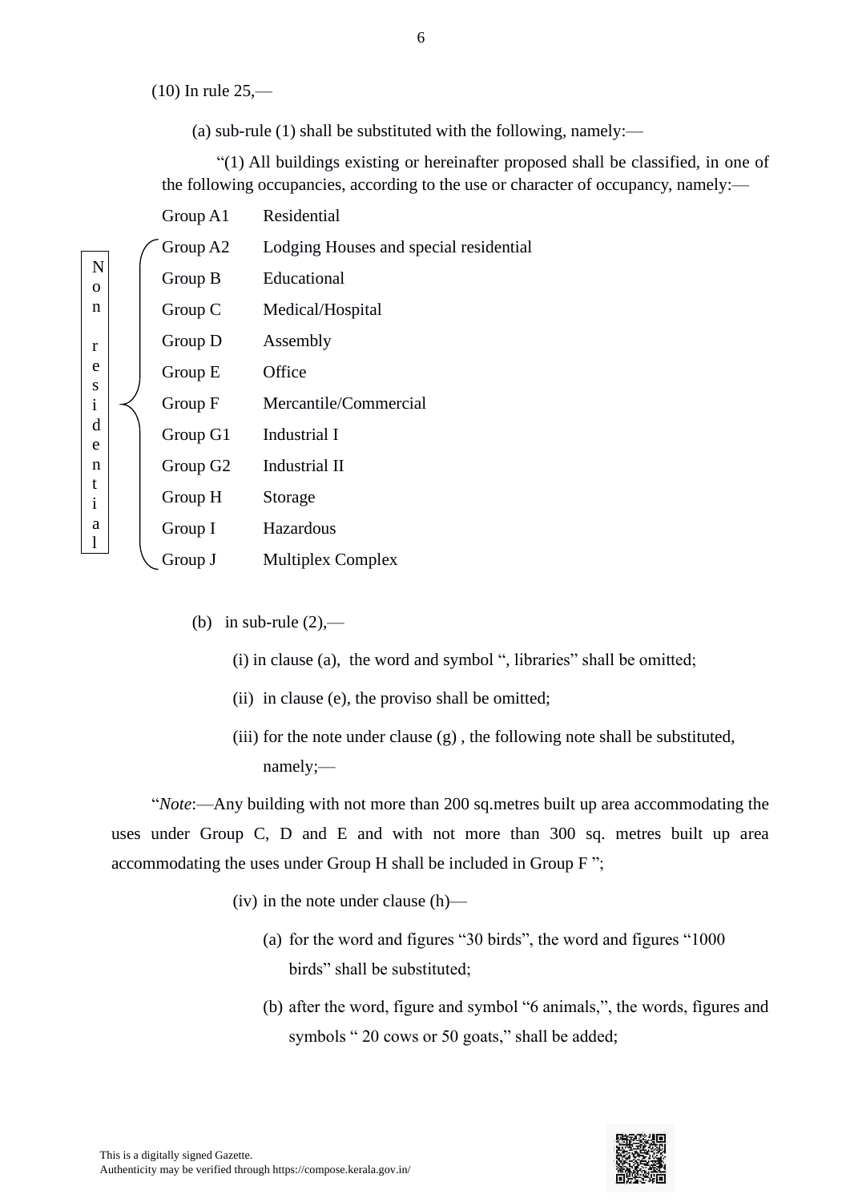(10) In rule 25,—

(a) sub-rule (1) shall be substituted with the following, namely:—

"(1) All buildings existing or hereinafter proposed shall be classified, in one of the following occupancies, according to the use or character of occupancy, namely:—

| | Group | Occupancy |
|---|---|---|
| | Group A1 | Residential |
| Non residential | Group A2 | Lodging Houses and special residential |
| Non residential | Group B | Educational |
| Non residential | Group C | Medical/Hospital |
| Non residential | Group D | Assembly |
| Non residential | Group E | Office |
| Non residential | Group F | Mercantile/Commercial |
| Non residential | Group G1 | Industrial I |
| Non residential | Group G2 | Industrial II |
| Non residential | Group H | Storage |
| Non residential | Group I | Hazardous |
| Non residential | Group J | Multiplex Complex |

(b) in sub-rule (2),—

(i) in clause (a), the word and symbol ", libraries" shall be omitted;

(ii) in clause (e), the proviso shall be omitted;

(iii) for the note under clause (g) , the following note shall be substituted, namely;—

"*Note*:—Any building with not more than 200 sq.metres built up area accommodating the uses under Group C, D and E and with not more than 300 sq. metres built up area accommodating the uses under Group H shall be included in Group F ";

(iv) in the note under clause (h)—

(a) for the word and figures "30 birds", the word and figures "1000 birds" shall be substituted;

(b) after the word, figure and symbol "6 animals,", the words, figures and symbols " 20 cows or 50 goats," shall be added;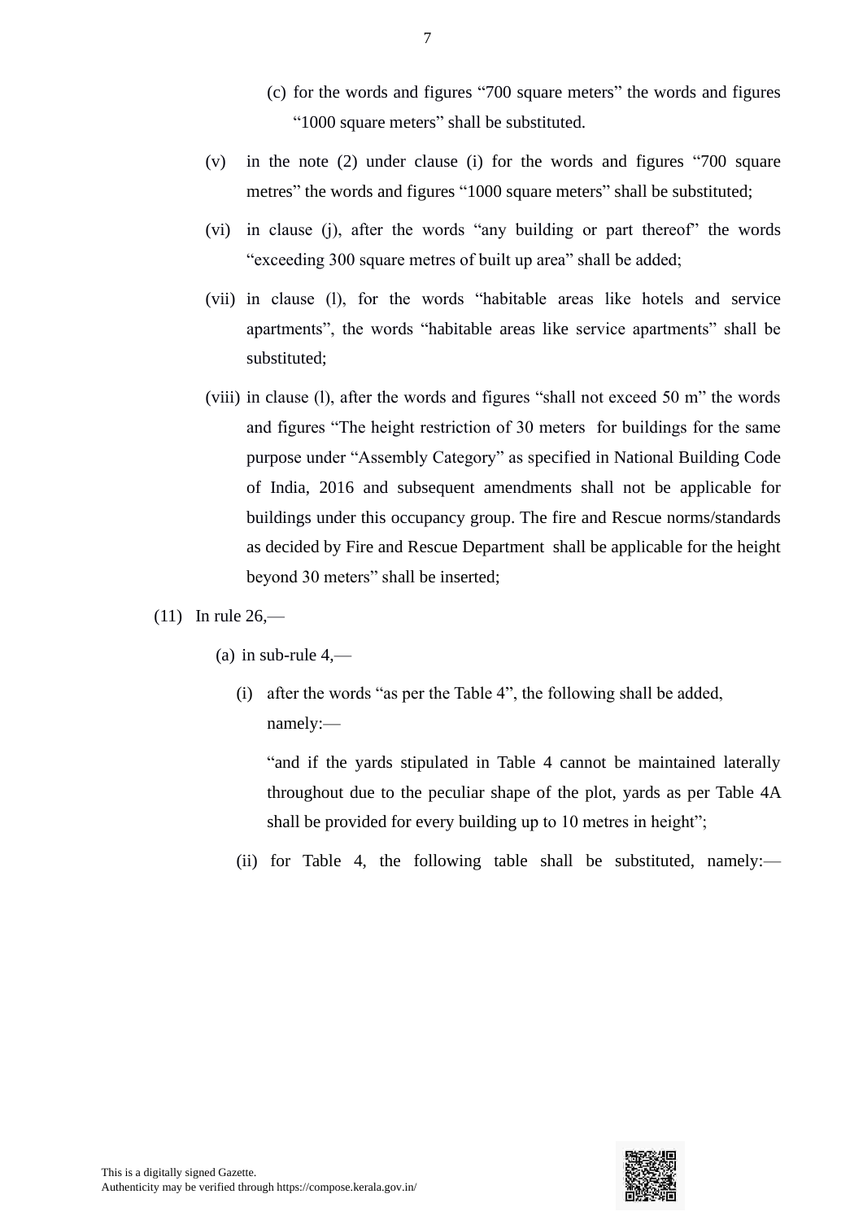(c) for the words and figures "700 square meters" the words and figures "1000 square meters" shall be substituted.

(v) in the note (2) under clause (i) for the words and figures "700 square metres" the words and figures "1000 square meters" shall be substituted;

(vi) in clause (j), after the words "any building or part thereof" the words "exceeding 300 square metres of built up area" shall be added;

(vii) in clause (l), for the words "habitable areas like hotels and service apartments", the words "habitable areas like service apartments" shall be substituted;

(viii) in clause (l), after the words and figures "shall not exceed 50 m" the words and figures "The height restriction of 30 meters for buildings for the same purpose under "Assembly Category" as specified in National Building Code of India, 2016 and subsequent amendments shall not be applicable for buildings under this occupancy group. The fire and Rescue norms/standards as decided by Fire and Rescue Department shall be applicable for the height beyond 30 meters" shall be inserted;

(11) In rule 26,—

(a) in sub-rule 4,—

(i) after the words "as per the Table 4", the following shall be added, namely:—

"and if the yards stipulated in Table 4 cannot be maintained laterally throughout due to the peculiar shape of the plot, yards as per Table 4A shall be provided for every building up to 10 metres in height";

(ii) for Table 4, the following table shall be substituted, namely:—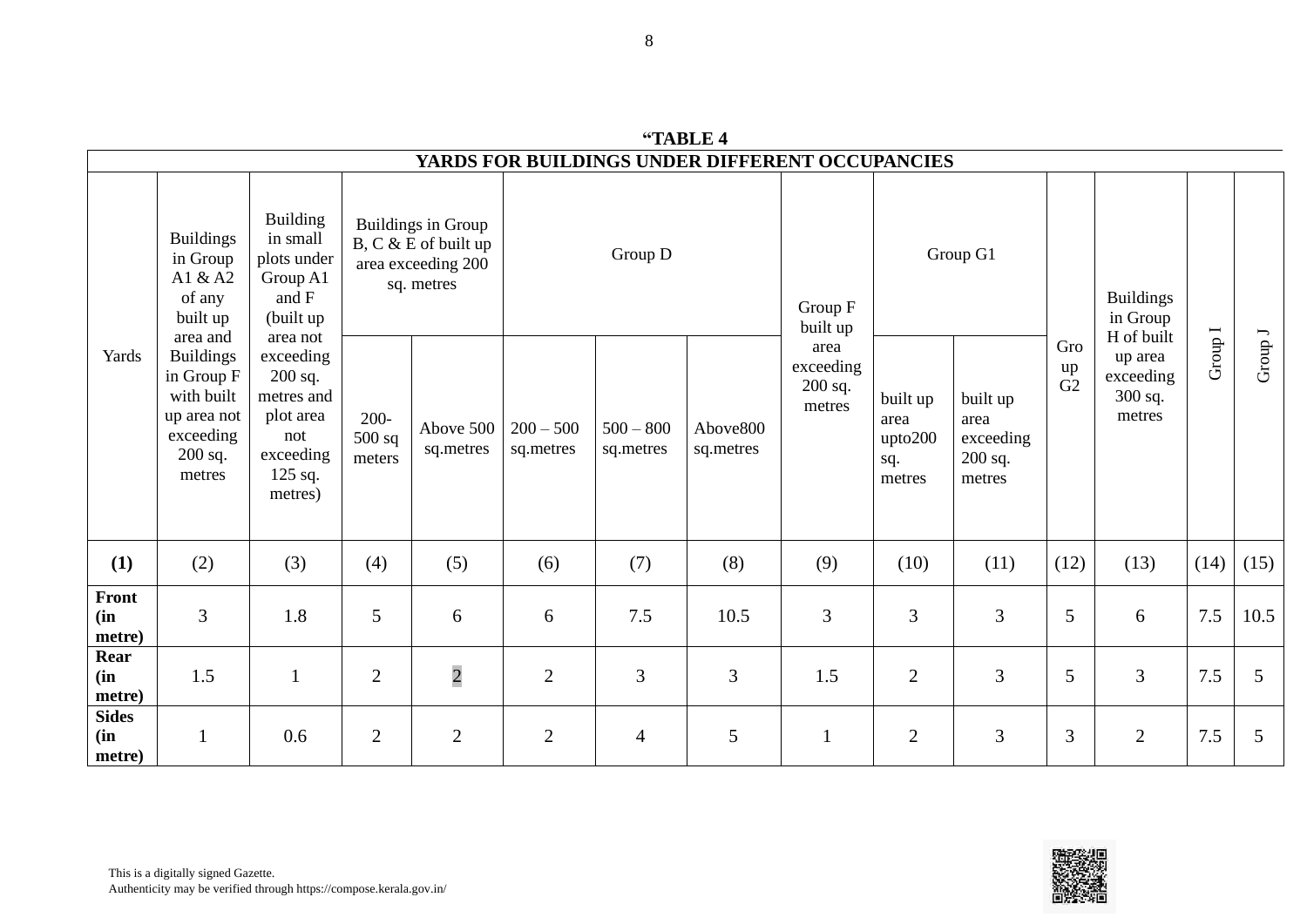**“TABLE 4**

**YARDS FOR BUILDINGS UNDER DIFFERENT OCCUPANCIES**

| Yards | Buildings in Group A1 & A2 of any built up area and Buildings in Group F with built up area not exceeding 200 sq. metres | Building in small plots under Group A1 and F (built up area not exceeding 200 sq. metres and plot area not exceeding 125 sq. metres) | Buildings in Group B, C & E of built up area exceeding 200 sq. metres | | Group D | | | Group F built up area exceeding 200 sq. metres | Group G1 | | Group G2 | Buildings in Group H of built up area exceeding 300 sq. metres | Group I | Group J |
|---|---|---|---|---|---|---|---|---|---|---|---|---|---|---|
| | | | 200-500 sq meters | Above 500 sq.metres | 200 – 500 sq.metres | 500 – 800 sq.metres | Above800 sq.metres | | built up area upto200 sq. metres | built up area exceeding 200 sq. metres | | | | |
| **(1)** | (2) | (3) | (4) | (5) | (6) | (7) | (8) | (9) | (10) | (11) | (12) | (13) | (14) | (15) |
| **Front (in metre)** | 3 | 1.8 | 5 | 6 | 6 | 7.5 | 10.5 | 3 | 3 | 3 | 5 | 6 | 7.5 | 10.5 |
| **Rear (in metre)** | 1.5 | 1 | 2 | 2 | 2 | 3 | 3 | 1.5 | 2 | 3 | 5 | 3 | 7.5 | 5 |
| **Sides (in metre)** | 1 | 0.6 | 2 | 2 | 2 | 4 | 5 | 1 | 2 | 3 | 3 | 2 | 7.5 | 5 |

This is a digitally signed Gazette.
Authenticity may be verified through https://compose.kerala.gov.in/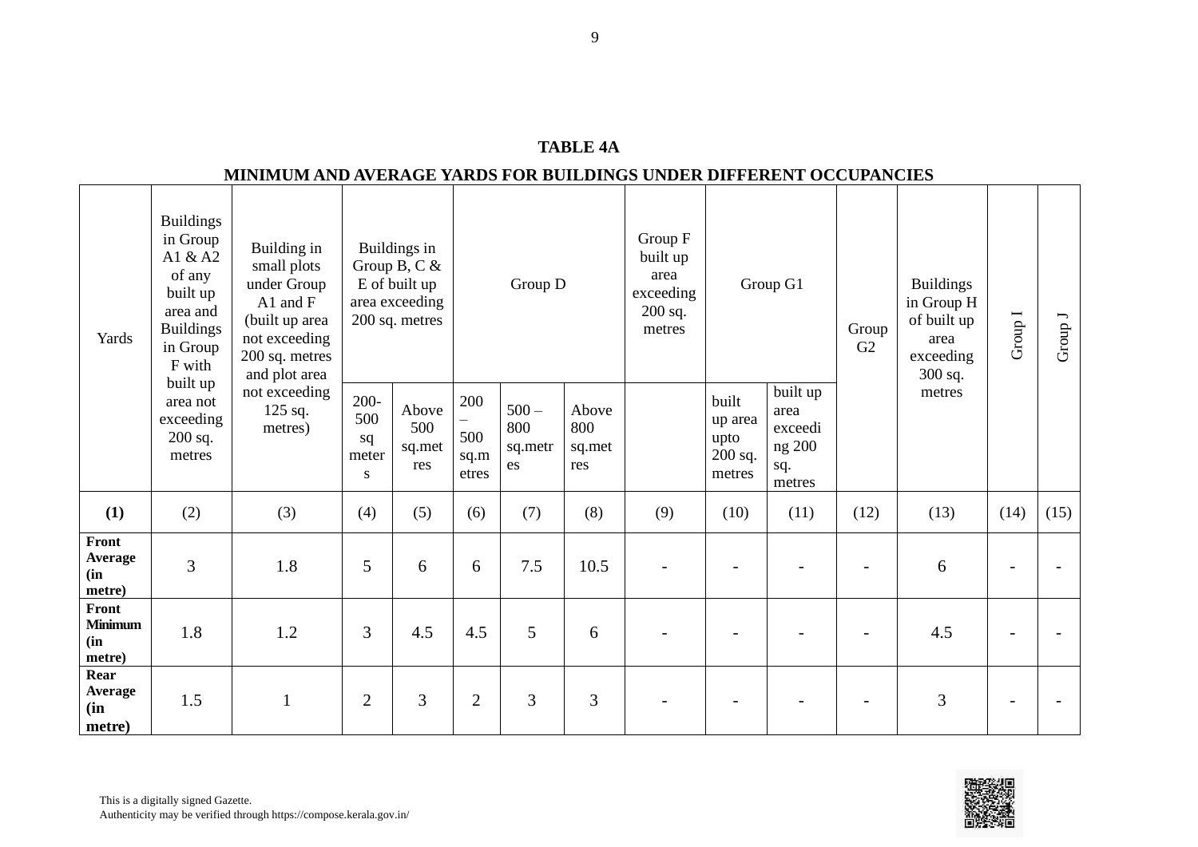**TABLE 4A**

**MINIMUM AND AVERAGE YARDS FOR BUILDINGS UNDER DIFFERENT OCCUPANCIES**

| Yards | Buildings in Group A1 & A2 of any built up area and Buildings in Group F with built up area not exceeding 200 sq. metres | Building in small plots under Group A1 and F (built up area not exceeding 200 sq. metres and plot area not exceeding 125 sq. metres) | Buildings in Group B, C & E of built up area exceeding 200 sq. metres | | Group D | | | Group F built up area exceeding 200 sq. metres | Group G1 | | Group G2 | Buildings in Group H of built up area exceeding 300 sq. metres | Group I | Group J |
|---|---|---|---|---|---|---|---|---|---|---|---|---|---|---|
| | | | 200-500 sq meters | Above 500 sq.metres | 200 – 500 sq.metres | 500 – 800 sq.metres | Above 800 sq.metres | | built up area upto 200 sq. metres | built up area exceeding 200 sq. metres | | | | |
| **(1)** | (2) | (3) | (4) | (5) | (6) | (7) | (8) | (9) | (10) | (11) | (12) | (13) | (14) | (15) |
| **Front Average (in metre)** | 3 | 1.8 | 5 | 6 | 6 | 7.5 | 10.5 | - | - | - | - | 6 | - | - |
| **Front Minimum (in metre)** | 1.8 | 1.2 | 3 | 4.5 | 4.5 | 5 | 6 | - | - | - | - | 4.5 | - | - |
| **Rear Average (in metre)** | 1.5 | 1 | 2 | 3 | 2 | 3 | 3 | - | - | - | - | 3 | - | - |

This is a digitally signed Gazette.
Authenticity may be verified through https://compose.kerala.gov.in/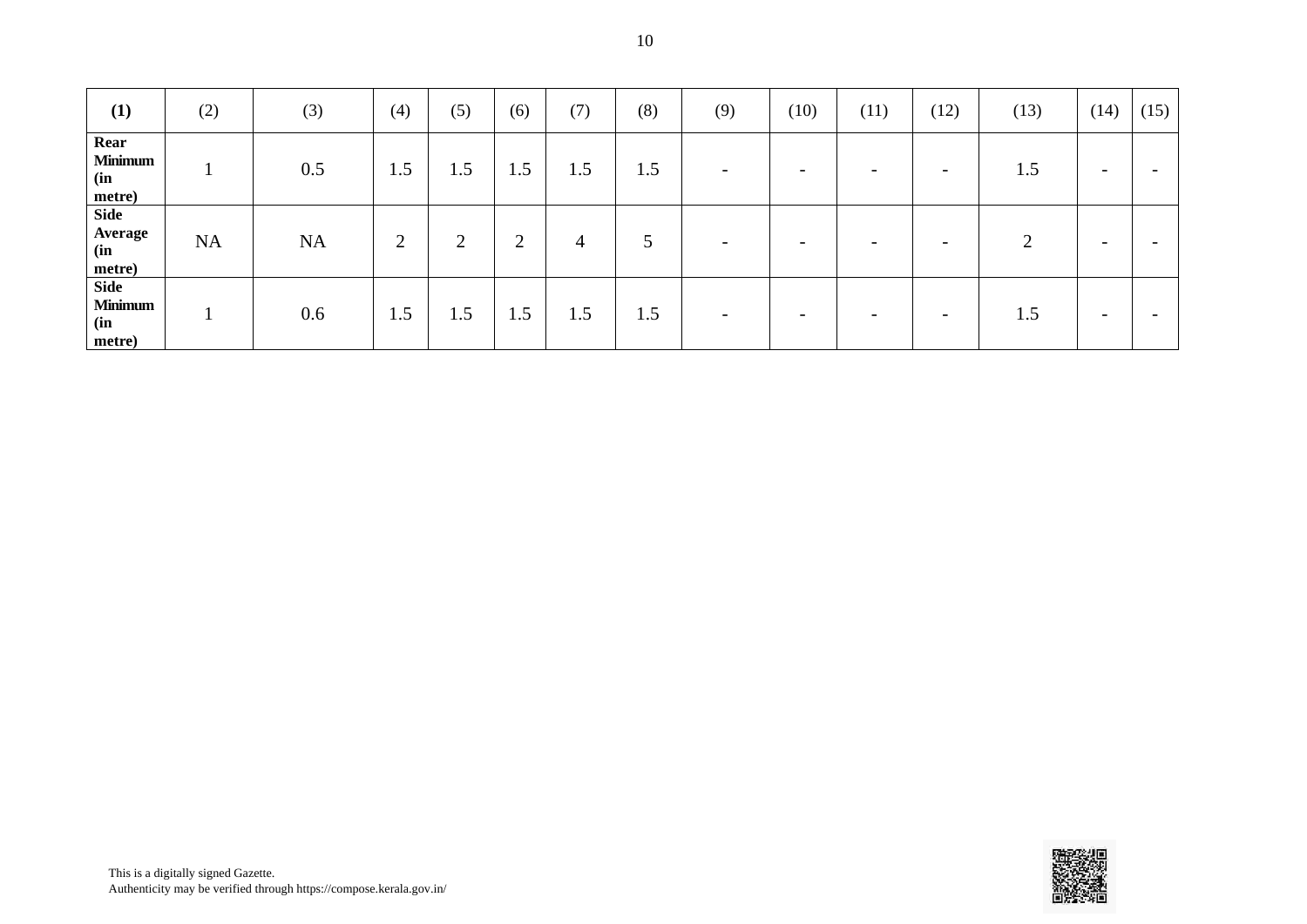| (1) | (2) | (3) | (4) | (5) | (6) | (7) | (8) | (9) | (10) | (11) | (12) | (13) | (14) | (15) |
|---|---|---|---|---|---|---|---|---|---|---|---|---|---|---|
| **Rear Minimum (in metre)** | 1 | 0.5 | 1.5 | 1.5 | 1.5 | 1.5 | 1.5 | - | - | - | - | 1.5 | - | - |
| **Side Average (in metre)** | NA | NA | 2 | 2 | 2 | 4 | 5 | - | - | - | - | 2 | - | - |
| **Side Minimum (in metre)** | 1 | 0.6 | 1.5 | 1.5 | 1.5 | 1.5 | 1.5 | - | - | - | - | 1.5 | - | - |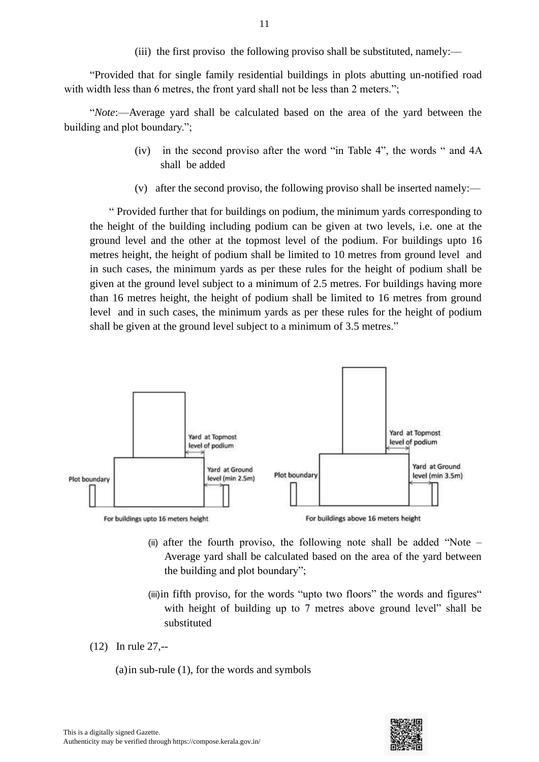(iii) the first proviso the following proviso shall be substituted, namely:—

"Provided that for single family residential buildings in plots abutting un-notified road with width less than 6 metres, the front yard shall not be less than 2 meters.";

"*Note*:—Average yard shall be calculated based on the area of the yard between the building and plot boundary.";

(iv) in the second proviso after the word "in Table 4", the words " and 4A shall be added

(v) after the second proviso, the following proviso shall be inserted namely:—

" Provided further that for buildings on podium, the minimum yards corresponding to the height of the building including podium can be given at two levels, i.e. one at the ground level and the other at the topmost level of the podium. For buildings upto 16 metres height, the height of podium shall be limited to 10 metres from ground level and in such cases, the minimum yards as per these rules for the height of podium shall be given at the ground level subject to a minimum of 2.5 metres. For buildings having more than 16 metres height, the height of podium shall be limited to 16 metres from ground level and in such cases, the minimum yards as per these rules for the height of podium shall be given at the ground level subject to a minimum of 3.5 metres."

Yard at Topmost level of podium

Yard at Ground level (min 2.5m)

Plot boundary

For buildings upto 16 meters height

Yard at Topmost level of podium

Yard at Ground level (min 3.5m)

Plot boundary

For buildings above 16 meters height

(ii) after the fourth proviso, the following note shall be added "Note – Average yard shall be calculated based on the area of the yard between the building and plot boundary";

(iii) in fifth proviso, for the words "upto two floors" the words and figures" with height of building up to 7 metres above ground level" shall be substituted

(12) In rule 27,--

(a) in sub-rule (1), for the words and symbols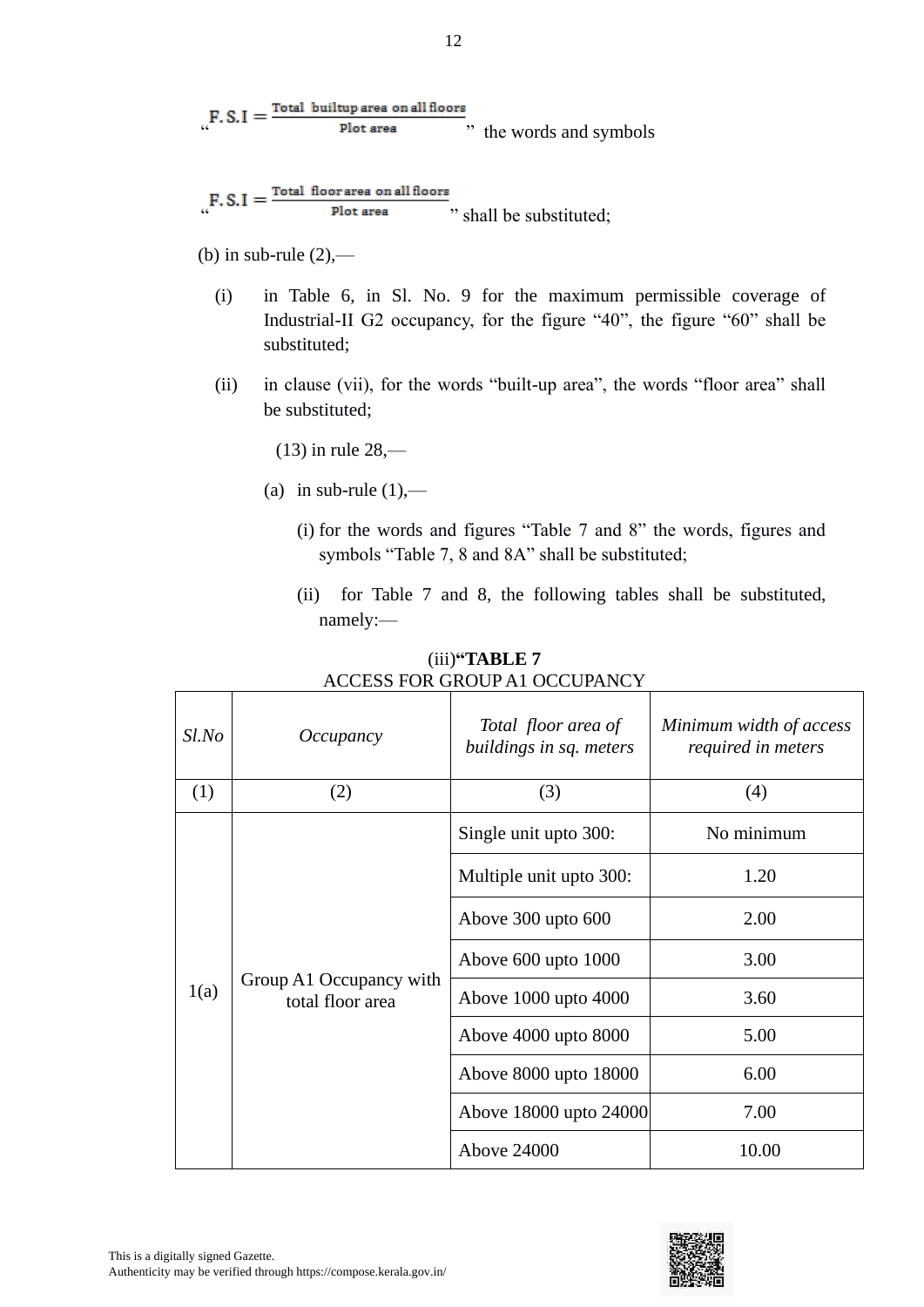"$F.S.I = \frac{\text{Total builtup area on all floors}}{\text{Plot area}}$" the words and symbols

"$F.S.I = \frac{\text{Total floor area on all floors}}{\text{Plot area}}$" shall be substituted;

(b) in sub-rule (2),—

(i) in Table 6, in Sl. No. 9 for the maximum permissible coverage of Industrial-II G2 occupancy, for the figure "40", the figure "60" shall be substituted;

(ii) in clause (vii), for the words "built-up area", the words "floor area" shall be substituted;

(13) in rule 28,—

(a) in sub-rule (1),—

(i) for the words and figures "Table 7 and 8" the words, figures and symbols "Table 7, 8 and 8A" shall be substituted;

(ii) for Table 7 and 8, the following tables shall be substituted, namely:—

(iii)**"TABLE 7**

ACCESS FOR GROUP A1 OCCUPANCY

| *Sl.No* | *Occupancy* | *Total floor area of buildings in sq. meters* | *Minimum width of access required in meters* |
|---|---|---|---|
| (1) | (2) | (3) | (4) |
| 1(a) | Group A1 Occupancy with total floor area | Single unit upto 300: | No minimum |
| | | Multiple unit upto 300: | 1.20 |
| | | Above 300 upto 600 | 2.00 |
| | | Above 600 upto 1000 | 3.00 |
| | | Above 1000 upto 4000 | 3.60 |
| | | Above 4000 upto 8000 | 5.00 |
| | | Above 8000 upto 18000 | 6.00 |
| | | Above 18000 upto 24000 | 7.00 |
| | | Above 24000 | 10.00 |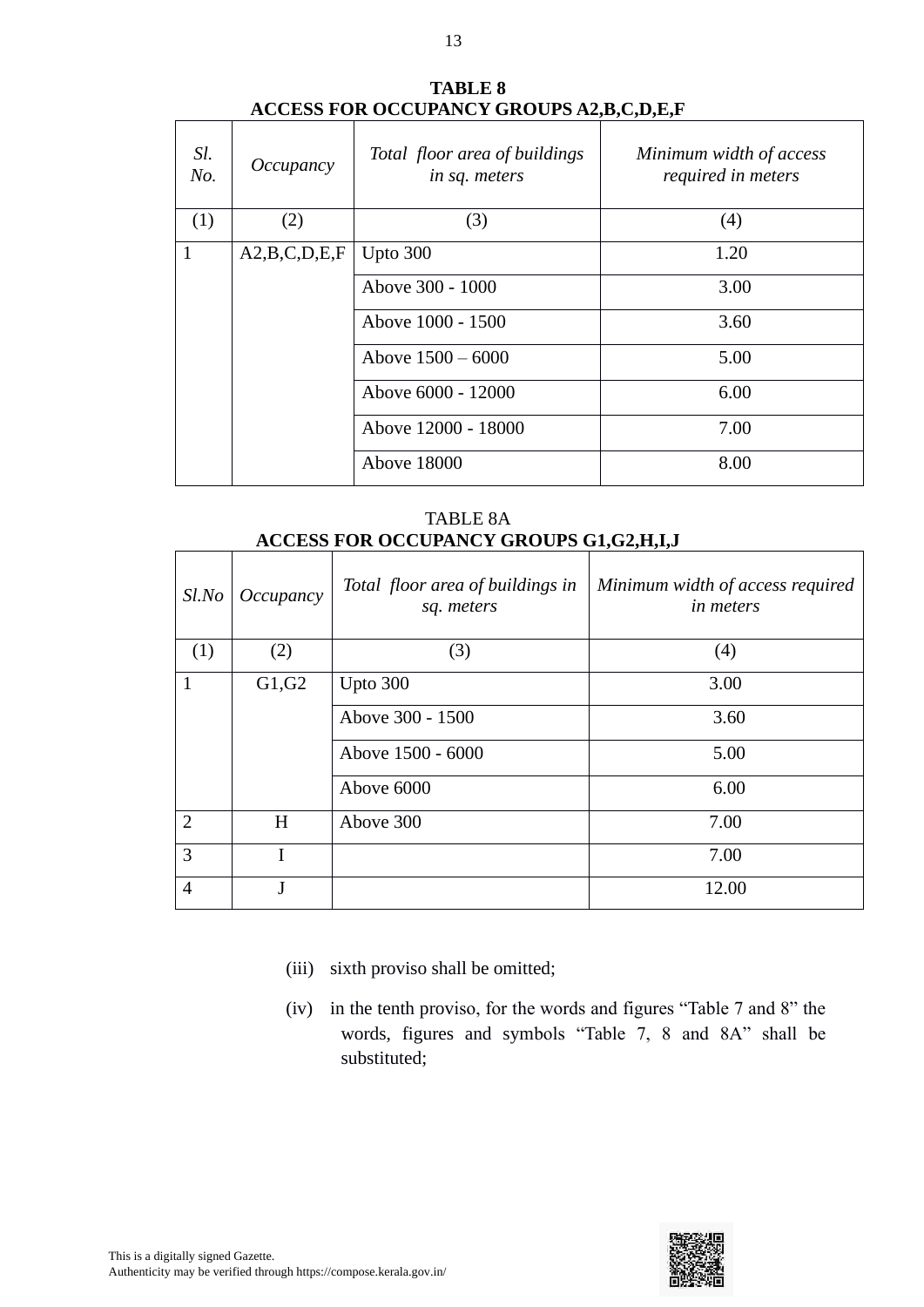**TABLE 8**
**ACCESS FOR OCCUPANCY GROUPS A2,B,C,D,E,F**

| *Sl. No.* | *Occupancy* | *Total floor area of buildings in sq. meters* | *Minimum width of access required in meters* |
|---|---|---|---|
| (1) | (2) | (3) | (4) |
| 1 | A2,B,C,D,E,F | Upto 300 | 1.20 |
| | | Above 300 - 1000 | 3.00 |
| | | Above 1000 - 1500 | 3.60 |
| | | Above 1500 – 6000 | 5.00 |
| | | Above 6000 - 12000 | 6.00 |
| | | Above 12000 - 18000 | 7.00 |
| | | Above 18000 | 8.00 |

TABLE 8A
**ACCESS FOR OCCUPANCY GROUPS G1,G2,H,I,J**

| *Sl.No* | *Occupancy* | *Total floor area of buildings in sq. meters* | *Minimum width of access required in meters* |
|---|---|---|---|
| (1) | (2) | (3) | (4) |
| 1 | G1,G2 | Upto 300 | 3.00 |
| | | Above 300 - 1500 | 3.60 |
| | | Above 1500 - 6000 | 5.00 |
| | | Above 6000 | 6.00 |
| 2 | H | Above 300 | 7.00 |
| 3 | I | | 7.00 |
| 4 | J | | 12.00 |

(iii) sixth proviso shall be omitted;

(iv) in the tenth proviso, for the words and figures "Table 7 and 8" the words, figures and symbols "Table 7, 8 and 8A" shall be substituted;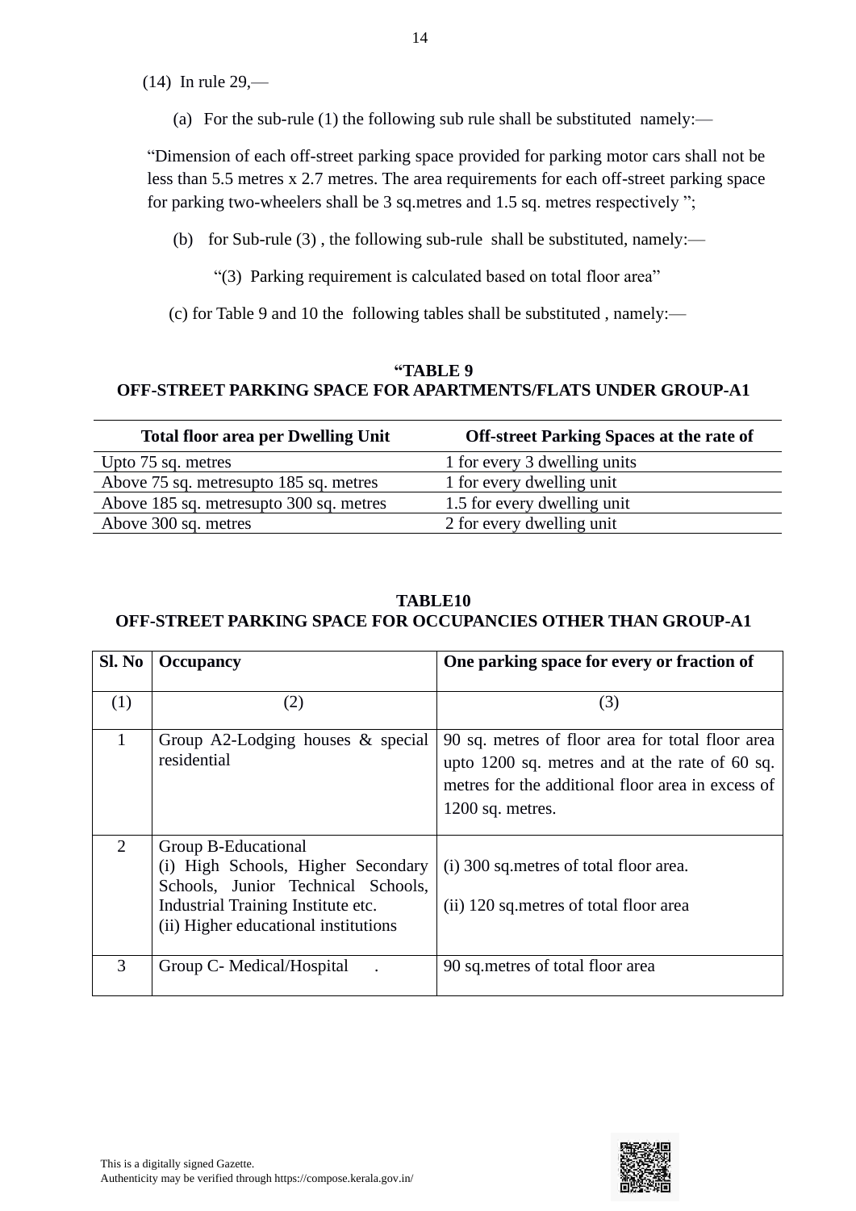(14) In rule 29,—

(a) For the sub-rule (1) the following sub rule shall be substituted namely:—

"Dimension of each off-street parking space provided for parking motor cars shall not be less than 5.5 metres x 2.7 metres. The area requirements for each off-street parking space for parking two-wheelers shall be 3 sq.metres and 1.5 sq. metres respectively ";

(b) for Sub-rule (3) , the following sub-rule shall be substituted, namely:—

"(3) Parking requirement is calculated based on total floor area"

(c) for Table 9 and 10 the following tables shall be substituted , namely:—

**"TABLE 9**
**OFF-STREET PARKING SPACE FOR APARTMENTS/FLATS UNDER GROUP-A1**

| Total floor area per Dwelling Unit | Off-street Parking Spaces at the rate of |
|---|---|
| Upto 75 sq. metres | 1 for every 3 dwelling units |
| Above 75 sq. metresupto 185 sq. metres | 1 for every dwelling unit |
| Above 185 sq. metresupto 300 sq. metres | 1.5 for every dwelling unit |
| Above 300 sq. metres | 2 for every dwelling unit |

**TABLE10**
**OFF-STREET PARKING SPACE FOR OCCUPANCIES OTHER THAN GROUP-A1**

| Sl. No | Occupancy | One parking space for every or fraction of |
|---|---|---|
| (1) | (2) | (3) |
| 1 | Group A2-Lodging houses & special residential | 90 sq. metres of floor area for total floor area upto 1200 sq. metres and at the rate of 60 sq. metres for the additional floor area in excess of 1200 sq. metres. |
| 2 | Group B-Educational<br>(i) High Schools, Higher Secondary Schools, Junior Technical Schools, Industrial Training Institute etc.<br>(ii) Higher educational institutions | (i) 300 sq.metres of total floor area.<br><br>(ii) 120 sq.metres of total floor area |
| 3 | Group C- Medical/Hospital . | 90 sq.metres of total floor area |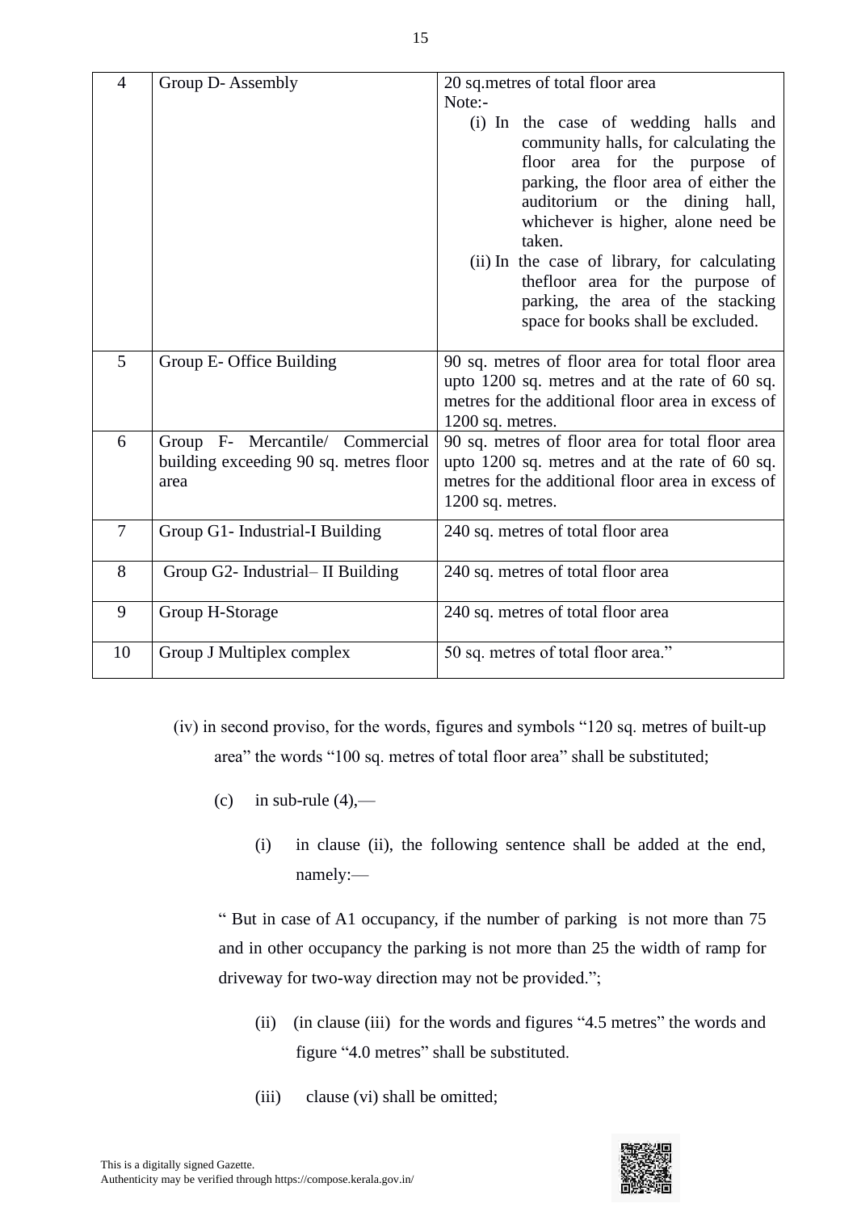| 4 | Group D- Assembly | 20 sq.metres of total floor area<br>Note:-<br>(i) In the case of wedding halls and community halls, for calculating the floor area for the purpose of parking, the floor area of either the auditorium or the dining hall, whichever is higher, alone need be taken.<br>(ii) In the case of library, for calculating thefloor area for the purpose of parking, the area of the stacking space for books shall be excluded. |
|---|---|---|
| 5 | Group E- Office Building | 90 sq. metres of floor area for total floor area upto 1200 sq. metres and at the rate of 60 sq. metres for the additional floor area in excess of 1200 sq. metres. |
| 6 | Group F- Mercantile/ Commercial building exceeding 90 sq. metres floor area | 90 sq. metres of floor area for total floor area upto 1200 sq. metres and at the rate of 60 sq. metres for the additional floor area in excess of 1200 sq. metres. |
| 7 | Group G1- Industrial-I Building | 240 sq. metres of total floor area |
| 8 | Group G2- Industrial– II Building | 240 sq. metres of total floor area |
| 9 | Group H-Storage | 240 sq. metres of total floor area |
| 10 | Group J Multiplex complex | 50 sq. metres of total floor area.” |

(iv) in second proviso, for the words, figures and symbols “120 sq. metres of built-up area” the words “100 sq. metres of total floor area” shall be substituted;

(c) in sub-rule (4),—

(i) in clause (ii), the following sentence shall be added at the end, namely:—

“ But in case of A1 occupancy, if the number of parking is not more than 75 and in other occupancy the parking is not more than 25 the width of ramp for driveway for two-way direction may not be provided.”;

(ii) (in clause (iii) for the words and figures “4.5 metres” the words and figure “4.0 metres” shall be substituted.

(iii) clause (vi) shall be omitted;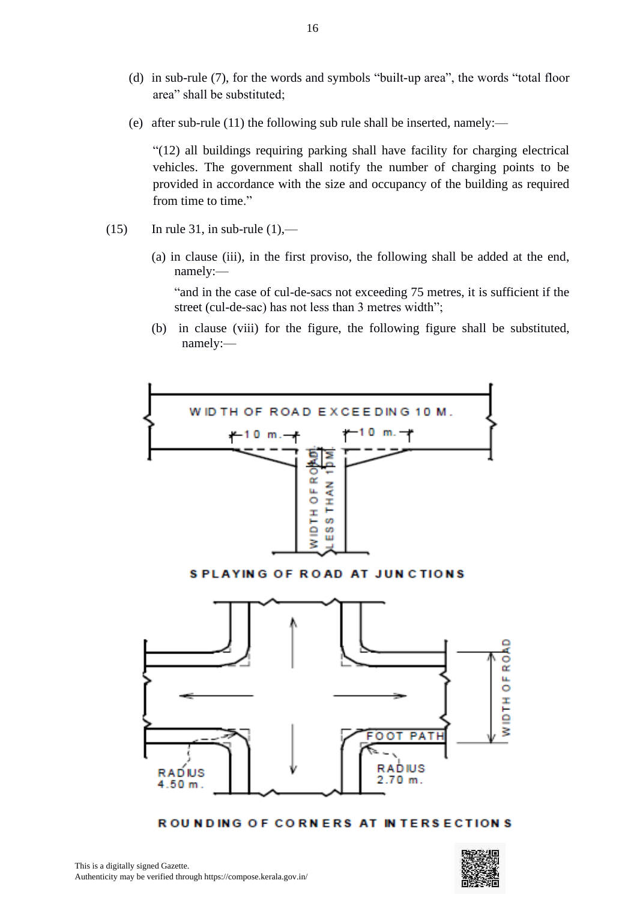(d) in sub-rule (7), for the words and symbols "built-up area", the words "total floor area" shall be substituted;

(e) after sub-rule (11) the following sub rule shall be inserted, namely:—

"(12) all buildings requiring parking shall have facility for charging electrical vehicles. The government shall notify the number of charging points to be provided in accordance with the size and occupancy of the building as required from time to time."

(15) In rule 31, in sub-rule (1),—

(a) in clause (iii), in the first proviso, the following shall be added at the end, namely:—

"and in the case of cul-de-sacs not exceeding 75 metres, it is sufficient if the street (cul-de-sac) has not less than 3 metres width";

(b) in clause (viii) for the figure, the following figure shall be substituted, namely:—

WIDTH OF ROAD EXCEEDING 10 M.

10 m. 10 m.

WIDTH OF ROAD LESS THAN 10 M.

SPLAYING OF ROAD AT JUNCTIONS

WIDTH OF ROAD

FOOT PATH

RADIUS 4.50 m.

RADIUS 2.70 m.

ROUNDING OF CORNERS AT INTERSECTIONS

This is a digitally signed Gazette.
Authenticity may be verified through https://compose.kerala.gov.in/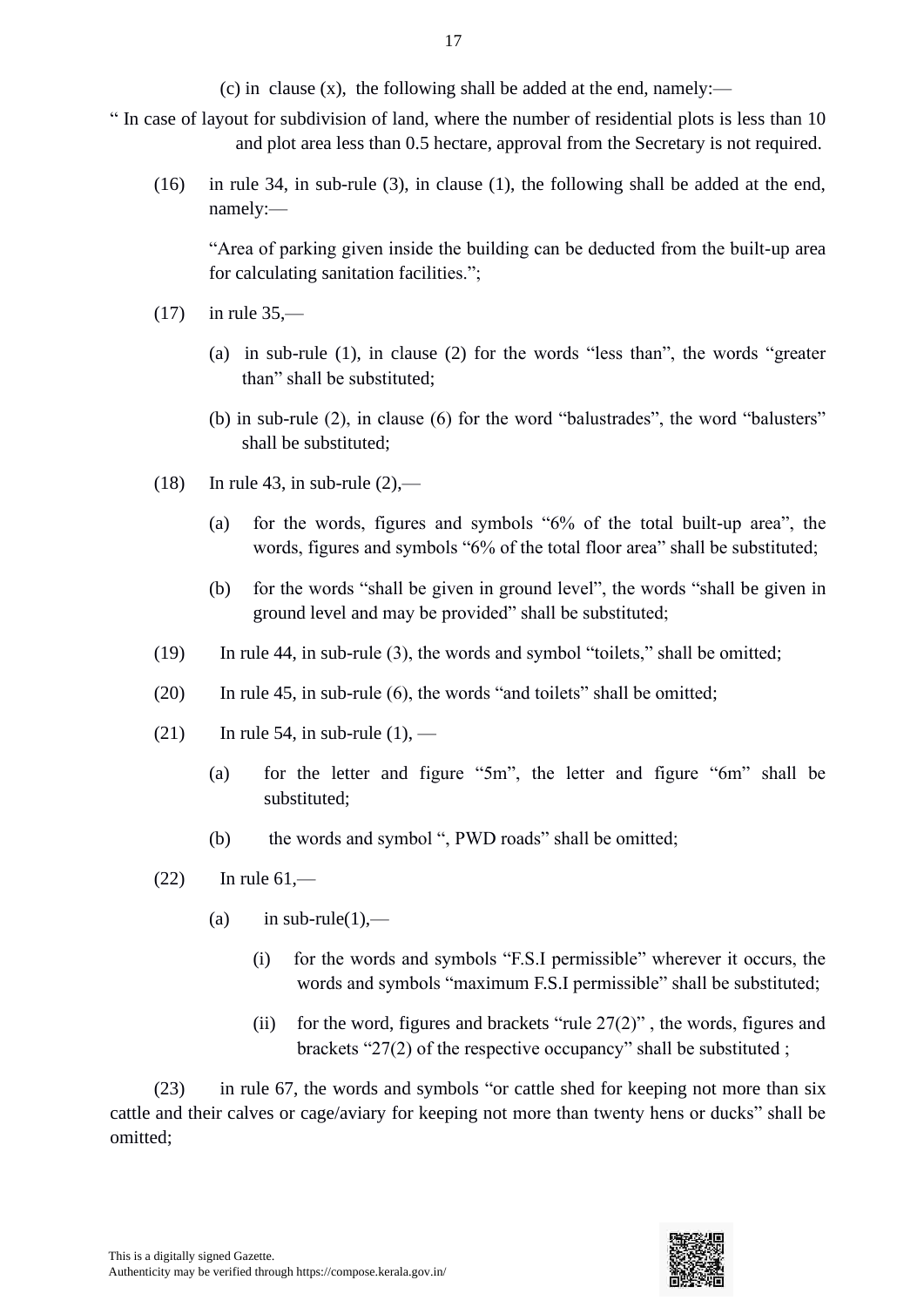(c) in clause (x), the following shall be added at the end, namely:—

" In case of layout for subdivision of land, where the number of residential plots is less than 10 and plot area less than 0.5 hectare, approval from the Secretary is not required.

(16) in rule 34, in sub-rule (3), in clause (1), the following shall be added at the end, namely:—

"Area of parking given inside the building can be deducted from the built-up area for calculating sanitation facilities.";

(17) in rule 35,—

(a) in sub-rule (1), in clause (2) for the words "less than", the words "greater than" shall be substituted;

(b) in sub-rule (2), in clause (6) for the word "balustrades", the word "balusters" shall be substituted;

(18) In rule 43, in sub-rule (2),—

(a) for the words, figures and symbols "6% of the total built-up area", the words, figures and symbols "6% of the total floor area" shall be substituted;

(b) for the words "shall be given in ground level", the words "shall be given in ground level and may be provided" shall be substituted;

(19) In rule 44, in sub-rule (3), the words and symbol "toilets," shall be omitted;

(20) In rule 45, in sub-rule (6), the words "and toilets" shall be omitted;

(21) In rule 54, in sub-rule (1), —

(a) for the letter and figure "5m", the letter and figure "6m" shall be substituted;

(b) the words and symbol ", PWD roads" shall be omitted;

(22) In rule 61,—

(a) in sub-rule(1),—

(i) for the words and symbols "F.S.I permissible" wherever it occurs, the words and symbols "maximum F.S.I permissible" shall be substituted;

(ii) for the word, figures and brackets "rule 27(2)" , the words, figures and brackets "27(2) of the respective occupancy" shall be substituted ;

(23) in rule 67, the words and symbols "or cattle shed for keeping not more than six cattle and their calves or cage/aviary for keeping not more than twenty hens or ducks" shall be omitted;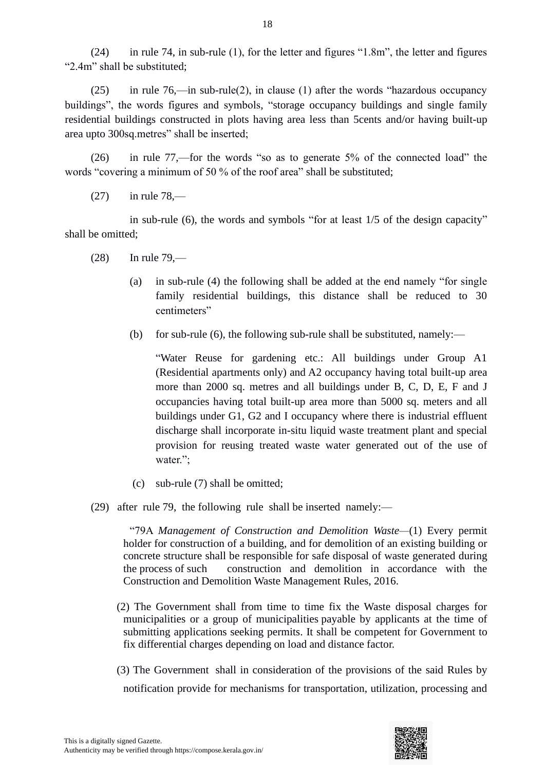(24) in rule 74, in sub-rule (1), for the letter and figures “1.8m”, the letter and figures “2.4m” shall be substituted;

(25) in rule 76,—in sub-rule(2), in clause (1) after the words “hazardous occupancy buildings”, the words figures and symbols, “storage occupancy buildings and single family residential buildings constructed in plots having area less than 5cents and/or having built-up area upto 300sq.metres” shall be inserted;

(26) in rule 77,—for the words “so as to generate 5% of the connected load” the words “covering a minimum of 50 % of the roof area” shall be substituted;

(27) in rule 78,—

in sub-rule (6), the words and symbols “for at least 1/5 of the design capacity” shall be omitted;

(28) In rule 79,—

(a) in sub-rule (4) the following shall be added at the end namely “for single family residential buildings, this distance shall be reduced to 30 centimeters”

(b) for sub-rule (6), the following sub-rule shall be substituted, namely:—

“Water Reuse for gardening etc.: All buildings under Group A1 (Residential apartments only) and A2 occupancy having total built-up area more than 2000 sq. metres and all buildings under B, C, D, E, F and J occupancies having total built-up area more than 5000 sq. meters and all buildings under G1, G2 and I occupancy where there is industrial effluent discharge shall incorporate in-situ liquid waste treatment plant and special provision for reusing treated waste water generated out of the use of water.”;

(c) sub-rule (7) shall be omitted;

(29) after rule 79, the following rule shall be inserted namely:—

“79A *Management of Construction and Demolition Waste*—(1) Every permit holder for construction of a building, and for demolition of an existing building or concrete structure shall be responsible for safe disposal of waste generated during the process of such construction and demolition in accordance with the Construction and Demolition Waste Management Rules, 2016.

(2) The Government shall from time to time fix the Waste disposal charges for municipalities or a group of municipalities payable by applicants at the time of submitting applications seeking permits. It shall be competent for Government to fix differential charges depending on load and distance factor.

(3) The Government shall in consideration of the provisions of the said Rules by notification provide for mechanisms for transportation, utilization, processing and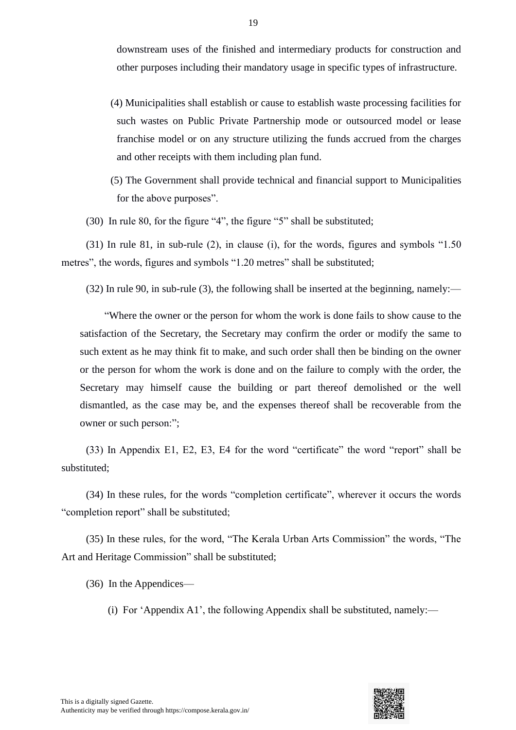downstream uses of the finished and intermediary products for construction and other purposes including their mandatory usage in specific types of infrastructure.

(4) Municipalities shall establish or cause to establish waste processing facilities for such wastes on Public Private Partnership mode or outsourced model or lease franchise model or on any structure utilizing the funds accrued from the charges and other receipts with them including plan fund.

(5) The Government shall provide technical and financial support to Municipalities for the above purposes".

(30) In rule 80, for the figure "4", the figure "5" shall be substituted;

(31) In rule 81, in sub-rule (2), in clause (i), for the words, figures and symbols "1.50 metres", the words, figures and symbols "1.20 metres" shall be substituted;

(32) In rule 90, in sub-rule (3), the following shall be inserted at the beginning, namely:—

"Where the owner or the person for whom the work is done fails to show cause to the satisfaction of the Secretary, the Secretary may confirm the order or modify the same to such extent as he may think fit to make, and such order shall then be binding on the owner or the person for whom the work is done and on the failure to comply with the order, the Secretary may himself cause the building or part thereof demolished or the well dismantled, as the case may be, and the expenses thereof shall be recoverable from the owner or such person:";

(33) In Appendix E1, E2, E3, E4 for the word "certificate" the word "report" shall be substituted;

(34) In these rules, for the words "completion certificate", wherever it occurs the words "completion report" shall be substituted;

(35) In these rules, for the word, "The Kerala Urban Arts Commission" the words, "The Art and Heritage Commission" shall be substituted;

(36) In the Appendices—

(i) For 'Appendix A1', the following Appendix shall be substituted, namely:—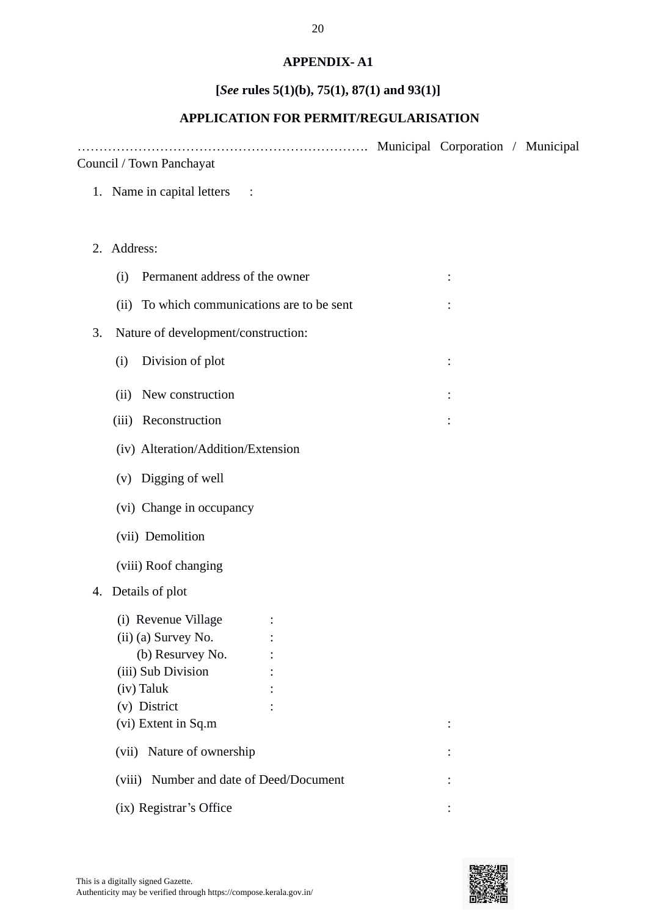## APPENDIX- A1

**[*See* rules 5(1)(b), 75(1), 87(1) and 93(1)]**

## APPLICATION FOR PERMIT/REGULARISATION

………………………………………………………. Municipal Corporation / Municipal Council / Town Panchayat

1. Name in capital letters :

2. Address:

   (i) Permanent address of the owner :

   (ii) To which communications are to be sent :

3. Nature of development/construction:

   (i) Division of plot :

   (ii) New construction :

   (iii) Reconstruction :

   (iv) Alteration/Addition/Extension

   (v) Digging of well

   (vi) Change in occupancy

   (vii) Demolition

   (viii) Roof changing

4. Details of plot

   (i) Revenue Village :
   (ii) (a) Survey No. :
        (b) Resurvey No. :
   (iii) Sub Division :
   (iv) Taluk :
   (v) District :
   (vi) Extent in Sq.m :

   (vii) Nature of ownership :

   (viii) Number and date of Deed/Document :

   (ix) Registrar's Office :

This is a digitally signed Gazette.
Authenticity may be verified through https://compose.kerala.gov.in/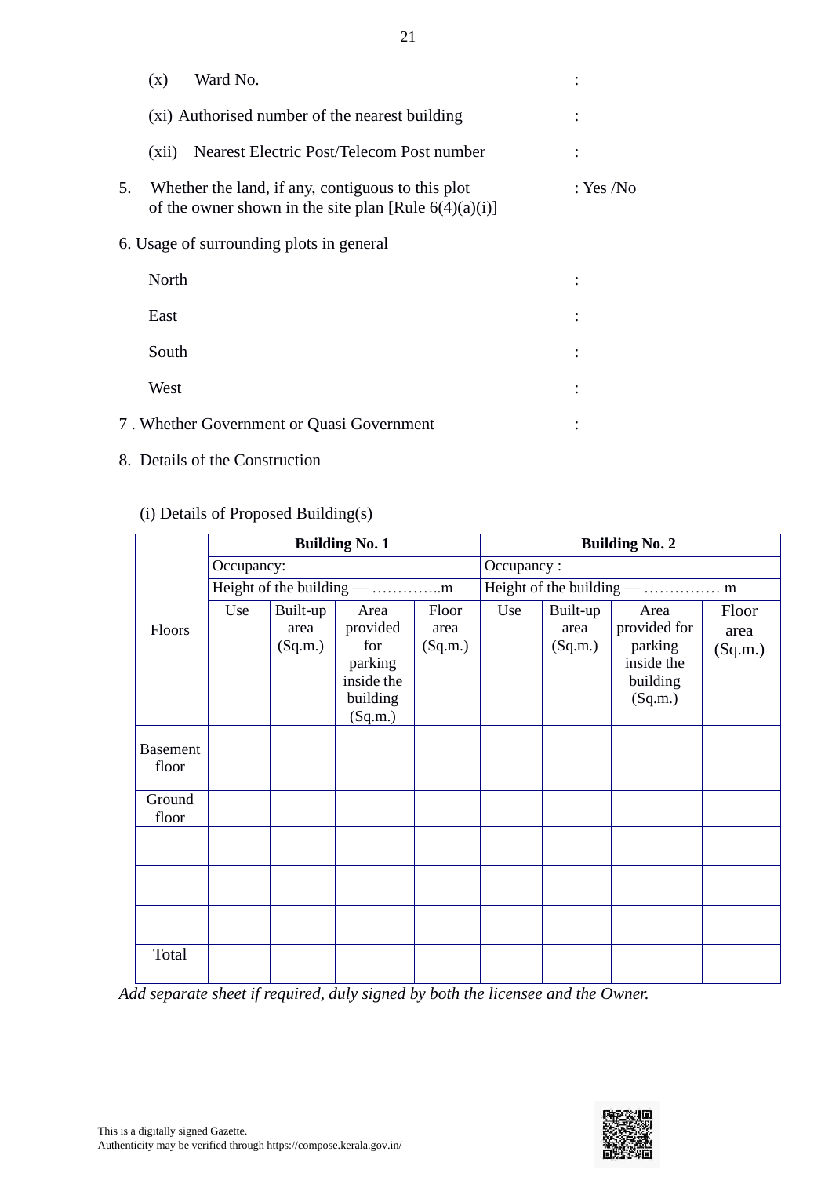(x) Ward No. :

(xi) Authorised number of the nearest building :

(xii) Nearest Electric Post/Telecom Post number :

5. Whether the land, if any, contiguous to this plot of the owner shown in the site plan [Rule 6(4)(a)(i)] : Yes /No

6. Usage of surrounding plots in general

North :

East :

South :

West :

7 . Whether Government or Quasi Government :

8. Details of the Construction

(i) Details of Proposed Building(s)

| Floors | **Building No. 1** | | | | **Building No. 2** | | | |
|---|---|---|---|---|---|---|---|---|
| | Occupancy: | | | | Occupancy : | | | |
| | Height of the building — …………..m | | | | Height of the building — …………… m | | | |
| | Use | Built-up area (Sq.m.) | Area provided for parking inside the building (Sq.m.) | Floor area (Sq.m.) | Use | Built-up area (Sq.m.) | Area provided for parking inside the building (Sq.m.) | Floor area (Sq.m.) |
| Basement floor | | | | | | | | |
| Ground floor | | | | | | | | |
| | | | | | | | | |
| | | | | | | | | |
| | | | | | | | | |
| Total | | | | | | | | |

*Add separate sheet if required, duly signed by both the licensee and the Owner.*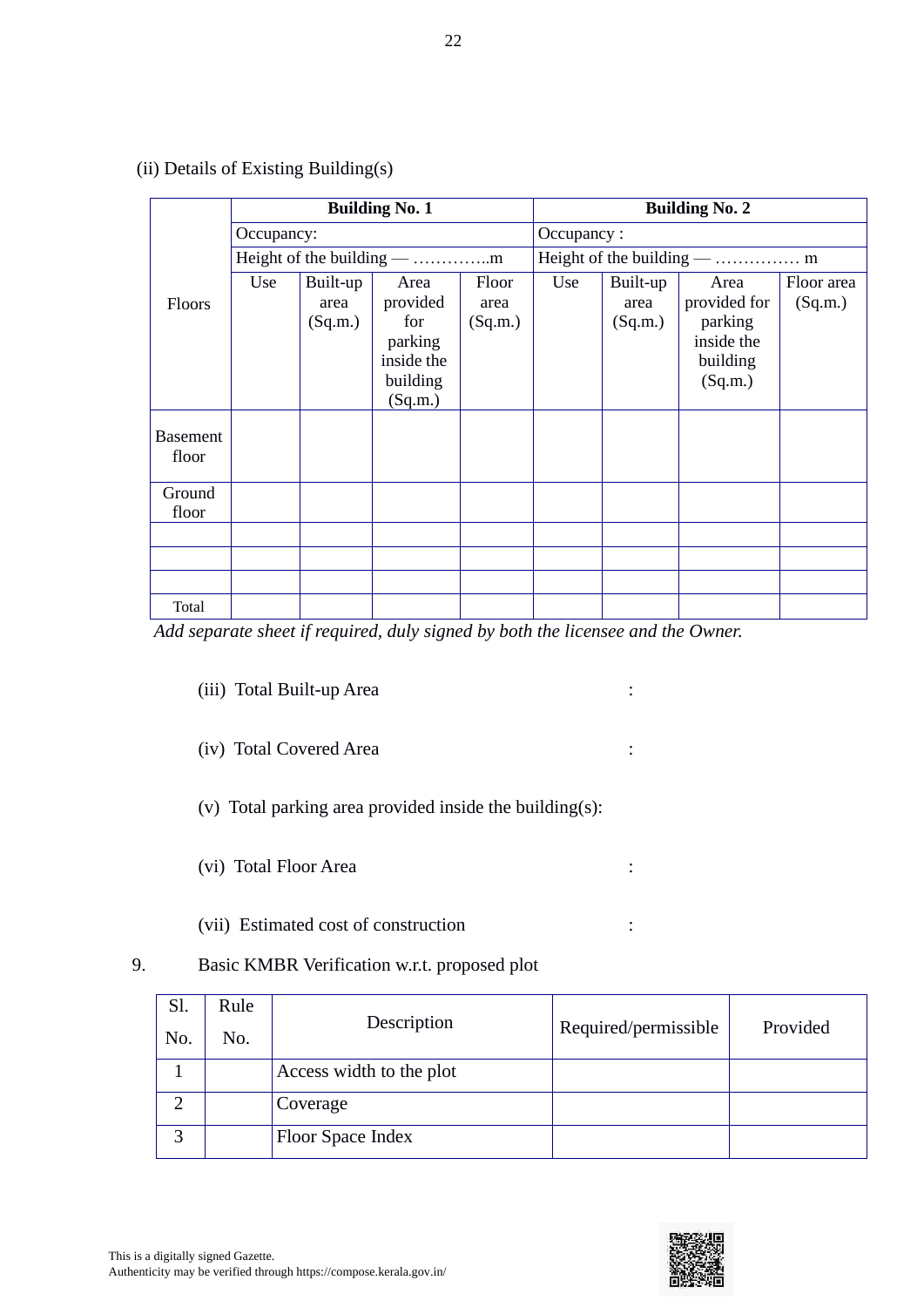(ii) Details of Existing Building(s)

| Floors | Building No. 1 | | | | Building No. 2 | | | |
|---|---|---|---|---|---|---|---|---|
| | Occupancy: | | | | Occupancy : | | | |
| | Height of the building — …………..m | | | | Height of the building — …………… m | | | |
| | Use | Built-up area (Sq.m.) | Area provided for parking inside the building (Sq.m.) | Floor area (Sq.m.) | Use | Built-up area (Sq.m.) | Area provided for parking inside the building (Sq.m.) | Floor area (Sq.m.) |
| Basement floor | | | | | | | | |
| Ground floor | | | | | | | | |
| | | | | | | | | |
| | | | | | | | | |
| | | | | | | | | |
| Total | | | | | | | | |

*Add separate sheet if required, duly signed by both the licensee and the Owner.*

(iii) Total Built-up Area :

(iv) Total Covered Area :

(v) Total parking area provided inside the building(s):

(vi) Total Floor Area :

(vii) Estimated cost of construction :

9. Basic KMBR Verification w.r.t. proposed plot

| Sl. No. | Rule No. | Description | Required/permissible | Provided |
|---|---|---|---|---|
| 1 | | Access width to the plot | | |
| 2 | | Coverage | | |
| 3 | | Floor Space Index | | |

This is a digitally signed Gazette.
Authenticity may be verified through https://compose.kerala.gov.in/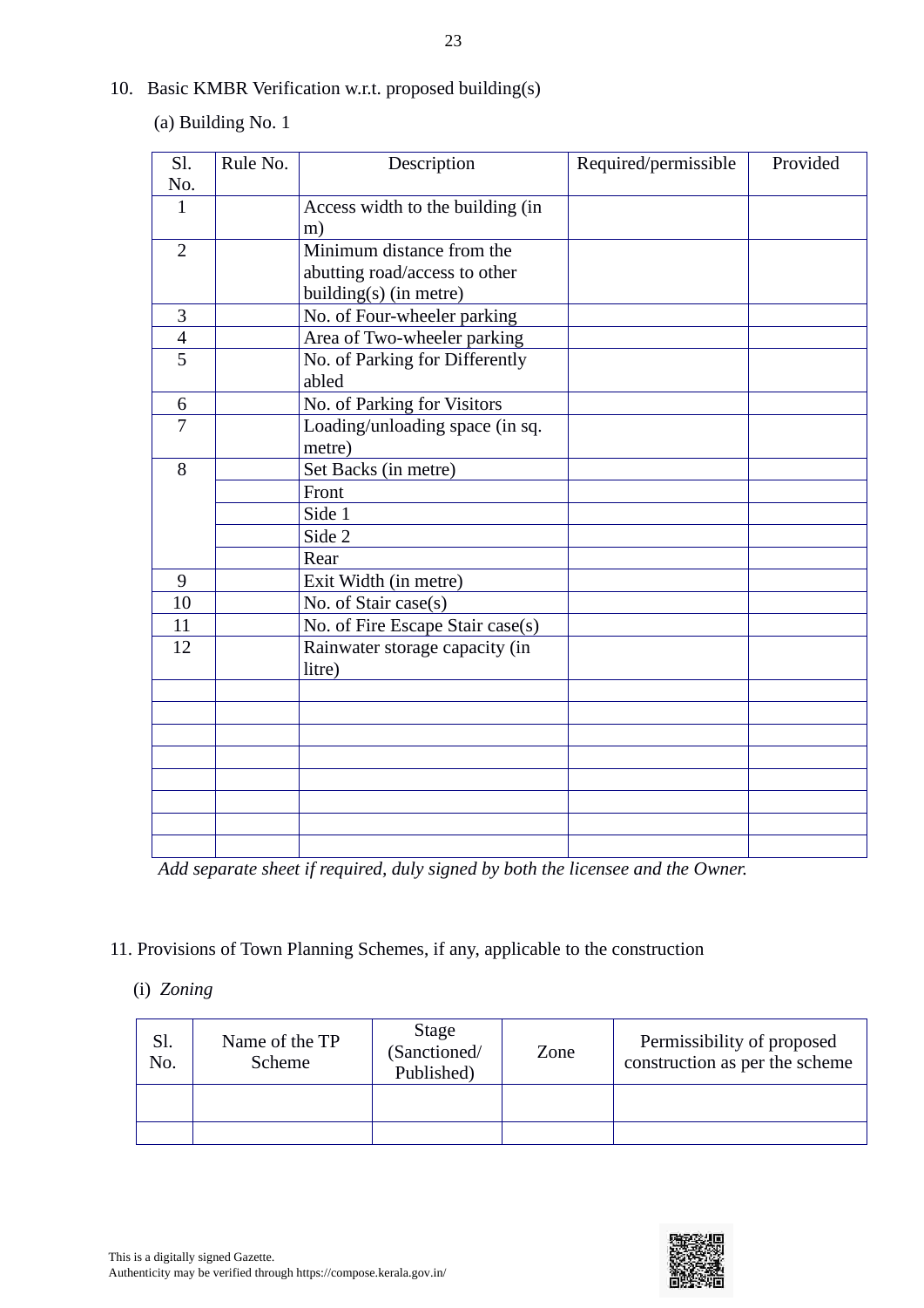10. Basic KMBR Verification w.r.t. proposed building(s)

(a) Building No. 1

| Sl. No. | Rule No. | Description | Required/permissible | Provided |
|---|---|---|---|---|
| 1 | | Access width to the building (in m) | | |
| 2 | | Minimum distance from the abutting road/access to other building(s) (in metre) | | |
| 3 | | No. of Four-wheeler parking | | |
| 4 | | Area of Two-wheeler parking | | |
| 5 | | No. of Parking for Differently abled | | |
| 6 | | No. of Parking for Visitors | | |
| 7 | | Loading/unloading space (in sq. metre) | | |
| 8 | | Set Backs (in metre) | | |
| | | Front | | |
| | | Side 1 | | |
| | | Side 2 | | |
| | | Rear | | |
| 9 | | Exit Width (in metre) | | |
| 10 | | No. of Stair case(s) | | |
| 11 | | No. of Fire Escape Stair case(s) | | |
| 12 | | Rainwater storage capacity (in litre) | | |
| | | | | |
| | | | | |
| | | | | |
| | | | | |
| | | | | |
| | | | | |
| | | | | |
| | | | | |

*Add separate sheet if required, duly signed by both the licensee and the Owner.*

11. Provisions of Town Planning Schemes, if any, applicable to the construction

(i) *Zoning*

| Sl. No. | Name of the TP Scheme | Stage (Sanctioned/ Published) | Zone | Permissibility of proposed construction as per the scheme |
|---|---|---|---|---|
| | | | | |
| | | | | |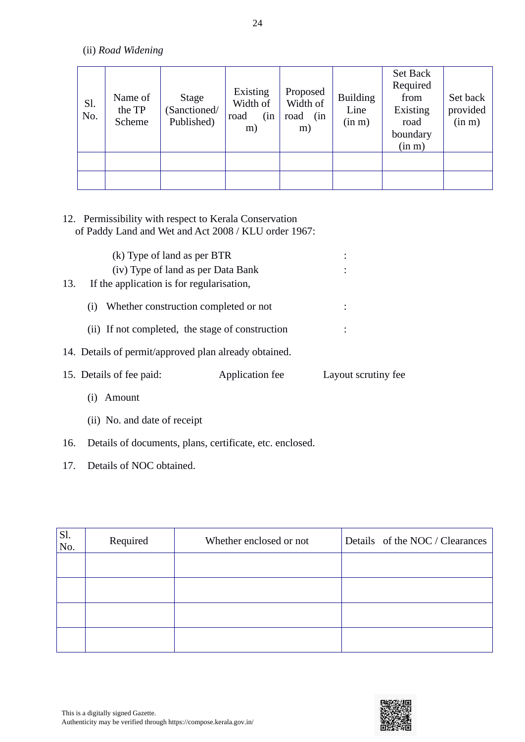(ii) *Road Widening*

| Sl. No. | Name of the TP Scheme | Stage (Sanctioned/ Published) | Existing Width of road (in m) | Proposed Width of road (in m) | Building Line (in m) | Set Back Required from Existing road boundary (in m) | Set back provided (in m) |
|---|---|---|---|---|---|---|---|
| | | | | | | | |
| | | | | | | | |

12. Permissibility with respect to Kerala Conservation of Paddy Land and Wet and Act 2008 / KLU order 1967:

    (k) Type of land as per BTR :

    (iv) Type of land as per Data Bank :

13. If the application is for regularisation,

    (i) Whether construction completed or not :

    (ii) If not completed, the stage of construction :

14. Details of permit/approved plan already obtained.

15. Details of fee paid: Application fee Layout scrutiny fee

    (i) Amount

    (ii) No. and date of receipt

16. Details of documents, plans, certificate, etc. enclosed.

17. Details of NOC obtained.

| Sl. No. | Required | Whether enclosed or not | Details of the NOC / Clearances |
|---|---|---|---|
| | | | |
| | | | |
| | | | |
| | | | |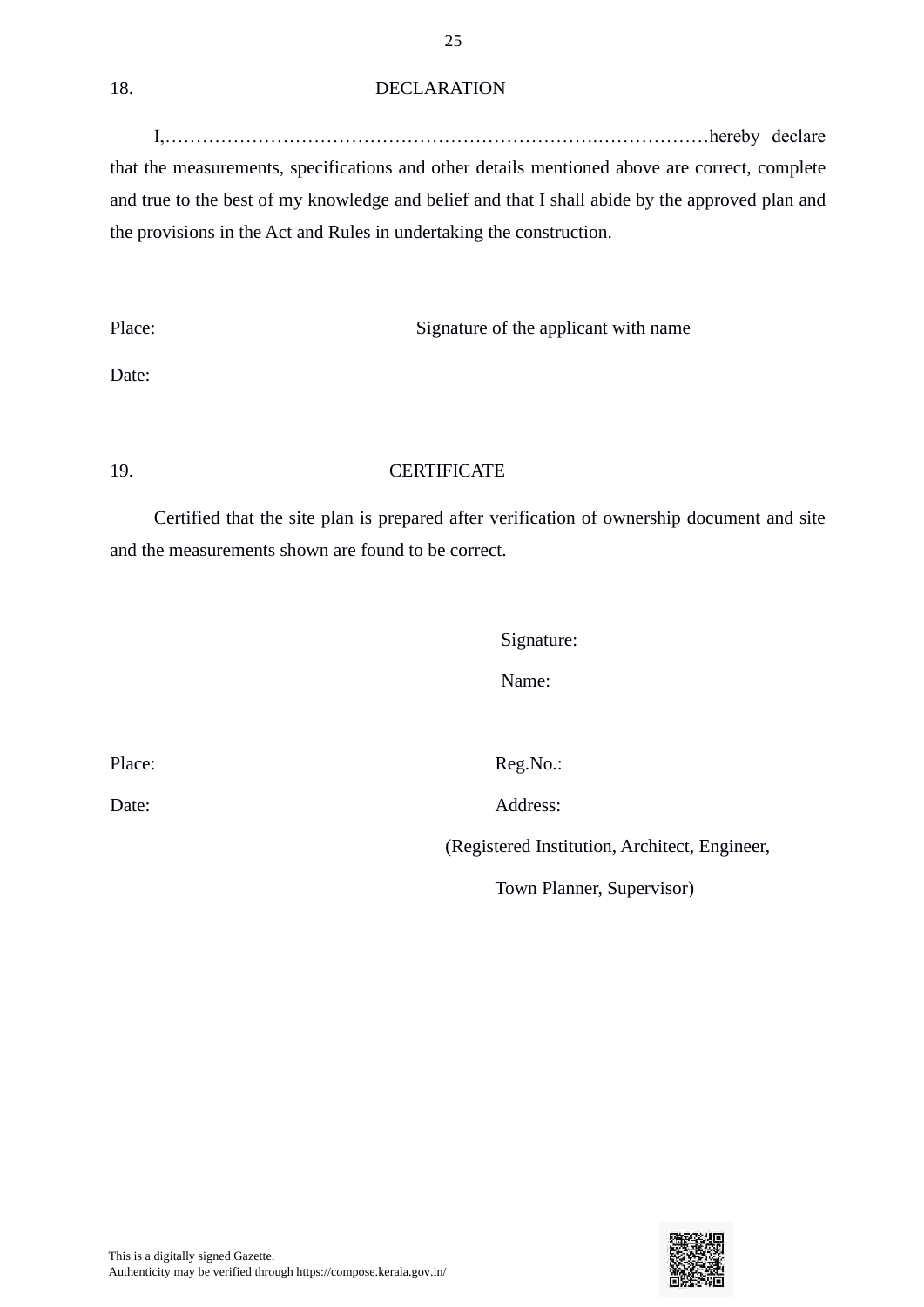18. DECLARATION

I,…………………………………………………………….………………hereby declare that the measurements, specifications and other details mentioned above are correct, complete and true to the best of my knowledge and belief and that I shall abide by the approved plan and the provisions in the Act and Rules in undertaking the construction.

Place: Signature of the applicant with name

Date:

19. CERTIFICATE

Certified that the site plan is prepared after verification of ownership document and site and the measurements shown are found to be correct.

Signature:

Name:

Place: Reg.No.:

Date: Address:

(Registered Institution, Architect, Engineer, Town Planner, Supervisor)

This is a digitally signed Gazette.
Authenticity may be verified through https://compose.kerala.gov.in/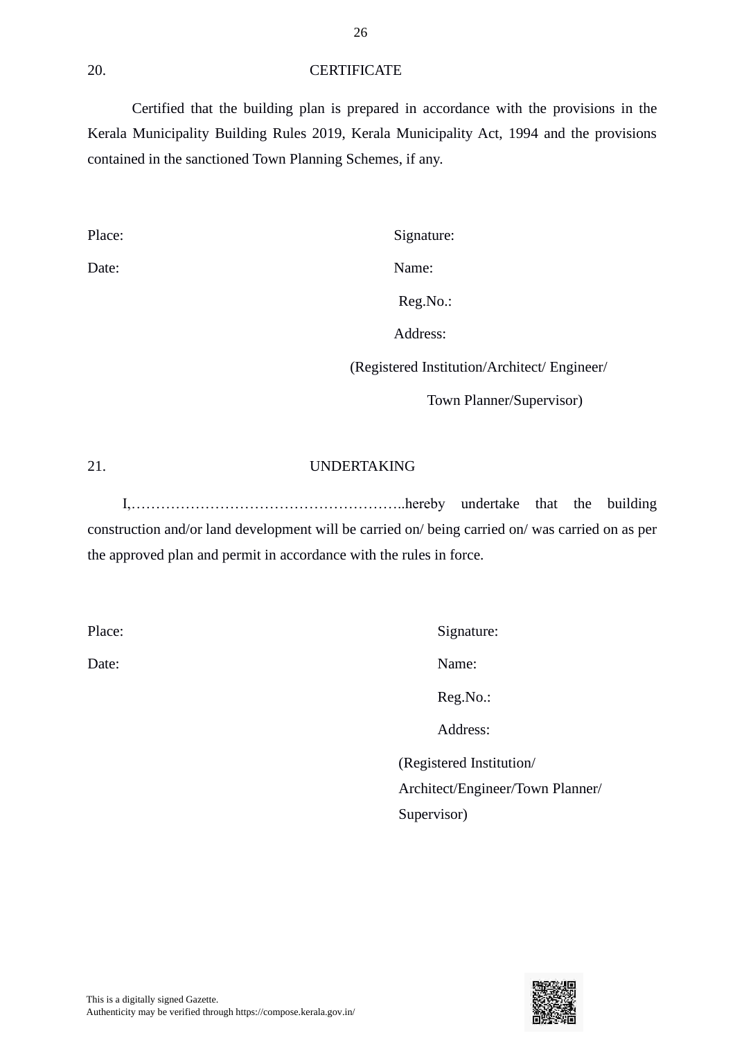20. CERTIFICATE

Certified that the building plan is prepared in accordance with the provisions in the Kerala Municipality Building Rules 2019, Kerala Municipality Act, 1994 and the provisions contained in the sanctioned Town Planning Schemes, if any.

Place:

Date:

Signature:

Name:

Reg.No.:

Address:

(Registered Institution/Architect/ Engineer/ Town Planner/Supervisor)

21. UNDERTAKING

I,………………………………………………..hereby undertake that the building construction and/or land development will be carried on/ being carried on/ was carried on as per the approved plan and permit in accordance with the rules in force.

Place:

Date:

Signature:

Name:

Reg.No.:

Address:

(Registered Institution/ Architect/Engineer/Town Planner/ Supervisor)

This is a digitally signed Gazette.
Authenticity may be verified through https://compose.kerala.gov.in/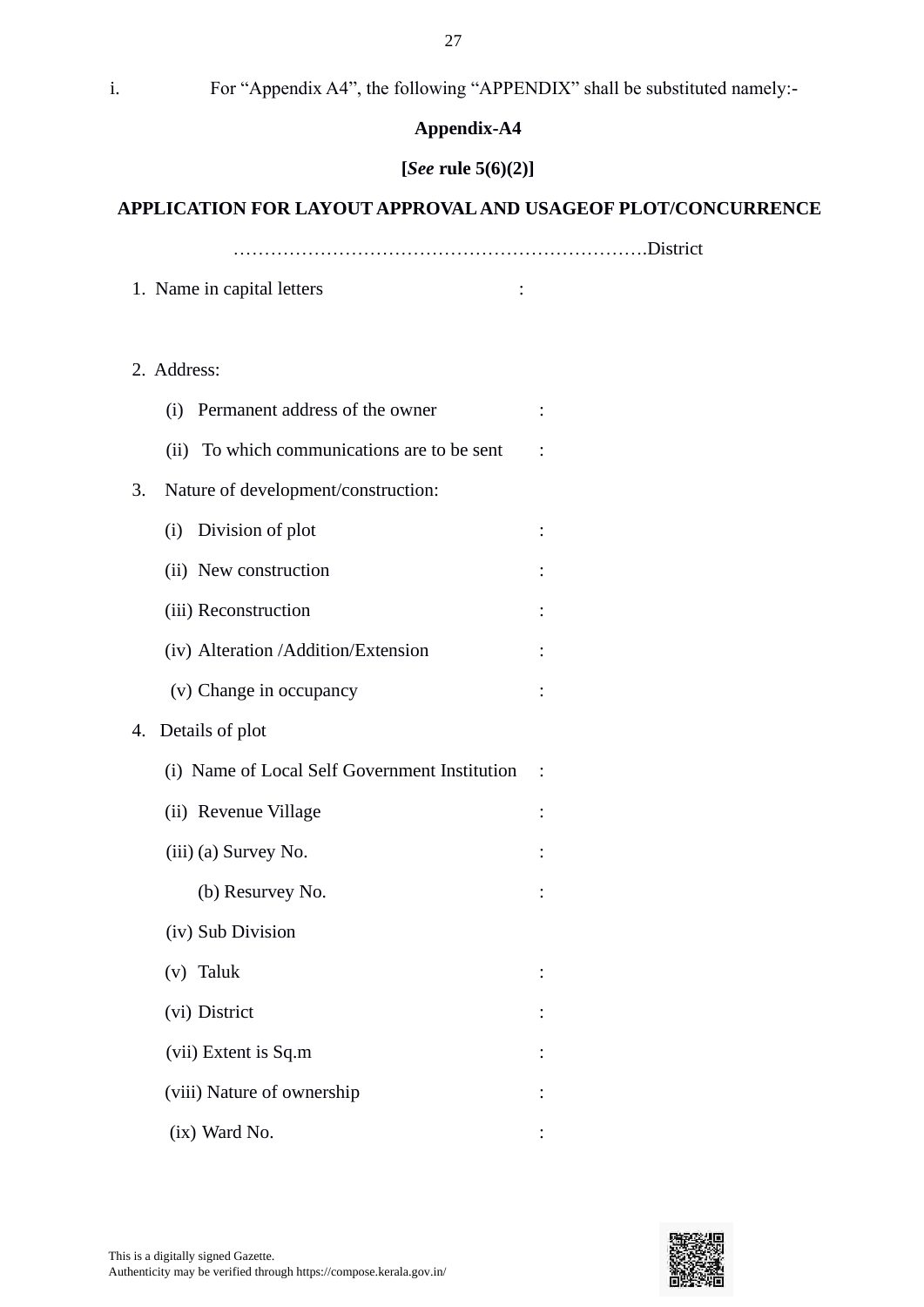i. For “Appendix A4”, the following “APPENDIX” shall be substituted namely:-

**Appendix-A4**

**[*See* rule 5(6)(2)]**

**APPLICATION FOR LAYOUT APPROVAL AND USAGEOF PLOT/CONCURRENCE**

………………………………………………………….District

1. Name in capital letters :

2. Address:

   (i) Permanent address of the owner :

   (ii) To which communications are to be sent :

3. Nature of development/construction:

   (i) Division of plot :

   (ii) New construction :

   (iii) Reconstruction :

   (iv) Alteration /Addition/Extension :

   (v) Change in occupancy :

4. Details of plot

   (i) Name of Local Self Government Institution :

   (ii) Revenue Village :

   (iii) (a) Survey No. :

   (b) Resurvey No. :

   (iv) Sub Division

   (v) Taluk :

   (vi) District :

   (vii) Extent is Sq.m :

   (viii) Nature of ownership :

   (ix) Ward No. :

This is a digitally signed Gazette.
Authenticity may be verified through https://compose.kerala.gov.in/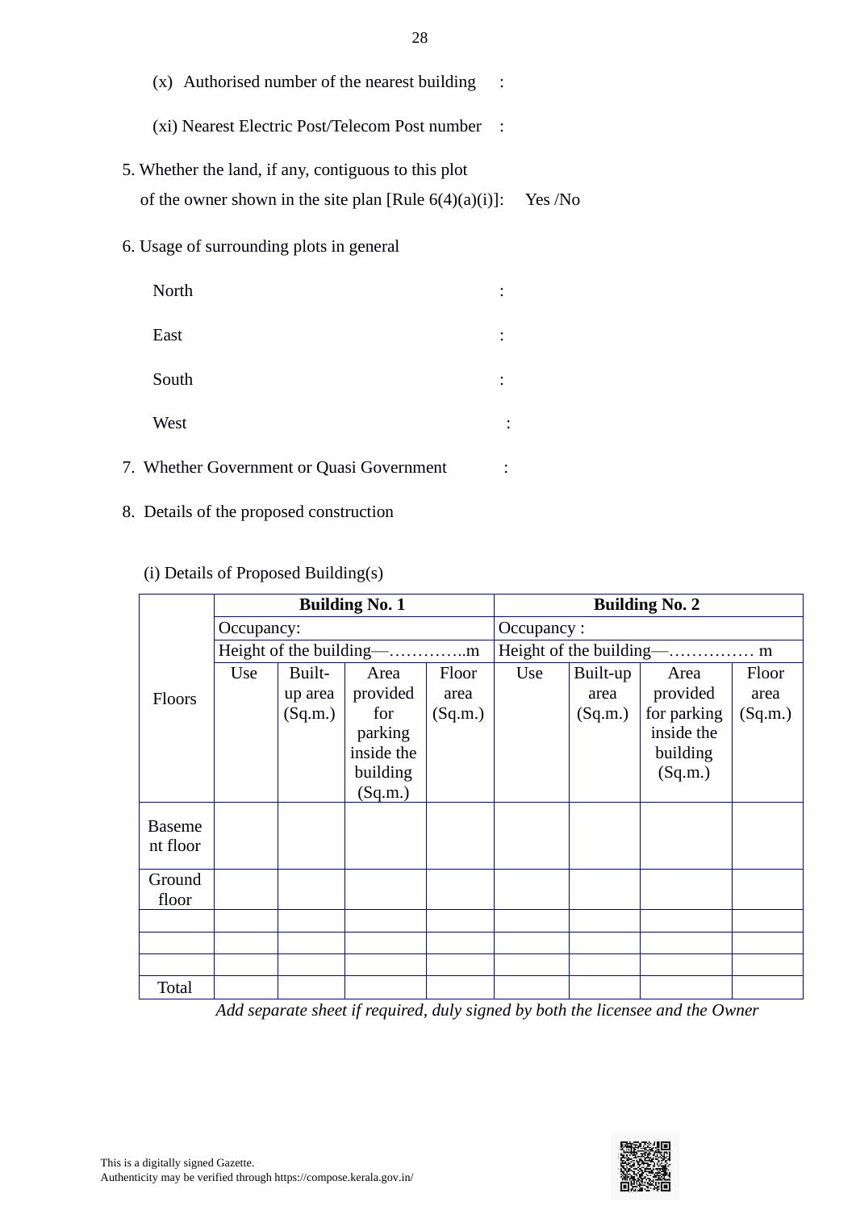(x) Authorised number of the nearest building :

(xi) Nearest Electric Post/Telecom Post number :

5. Whether the land, if any, contiguous to this plot of the owner shown in the site plan [Rule 6(4)(a)(i)]: Yes /No

6. Usage of surrounding plots in general

North :

East :

South :

West :

7. Whether Government or Quasi Government :

8. Details of the proposed construction

(i) Details of Proposed Building(s)

| Floors | **Building No. 1** | | | | **Building No. 2** | | | |
|---|---|---|---|---|---|---|---|---|
| | Occupancy: | | | | Occupancy : | | | |
| | Height of the building—…………..m | | | | Height of the building—…………… m | | | |
| | Use | Built-up area (Sq.m.) | Area provided for parking inside the building (Sq.m.) | Floor area (Sq.m.) | Use | Built-up area (Sq.m.) | Area provided for parking inside the building (Sq.m.) | Floor area (Sq.m.) |
| Basement floor | | | | | | | | |
| Ground floor | | | | | | | | |
| | | | | | | | | |
| | | | | | | | | |
| | | | | | | | | |
| Total | | | | | | | | |

*Add separate sheet if required, duly signed by both the licensee and the Owner*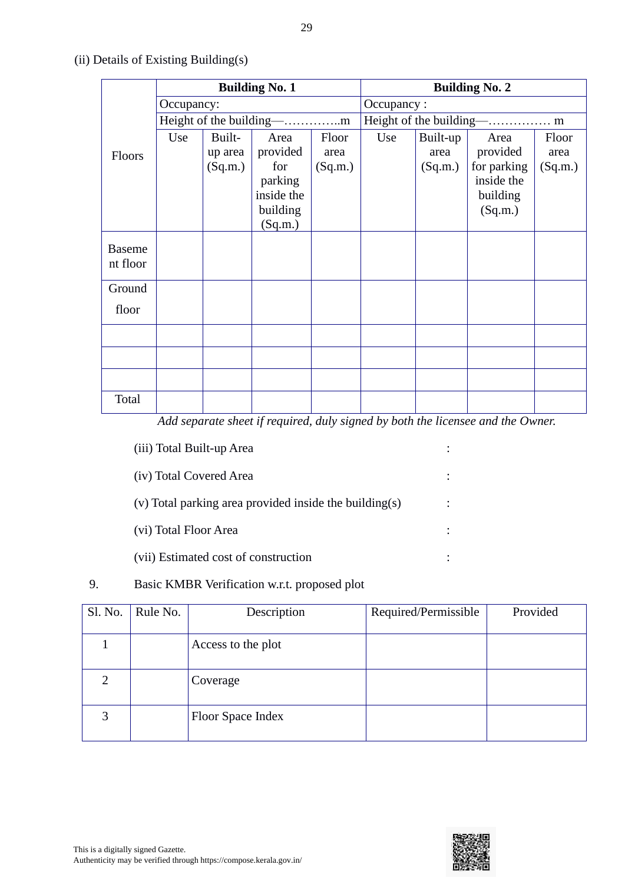(ii) Details of Existing Building(s)

| Floors | Building No. 1 | | | | Building No. 2 | | | |
|---|---|---|---|---|---|---|---|---|
| | Occupancy: | | | | Occupancy : | | | |
| | Height of the building—…………..m | | | | Height of the building—…………… m | | | |
| | Use | Built-up area (Sq.m.) | Area provided for parking inside the building (Sq.m.) | Floor area (Sq.m.) | Use | Built-up area (Sq.m.) | Area provided for parking inside the building (Sq.m.) | Floor area (Sq.m.) |
| Basement floor | | | | | | | | |
| Ground floor | | | | | | | | |
| | | | | | | | | |
| | | | | | | | | |
| | | | | | | | | |
| Total | | | | | | | | |

*Add separate sheet if required, duly signed by both the licensee and the Owner.*

(iii) Total Built-up Area :

(iv) Total Covered Area :

(v) Total parking area provided inside the building(s) :

(vi) Total Floor Area :

(vii) Estimated cost of construction :

9. Basic KMBR Verification w.r.t. proposed plot

| Sl. No. | Rule No. | Description | Required/Permissible | Provided |
|---|---|---|---|---|
| 1 | | Access to the plot | | |
| 2 | | Coverage | | |
| 3 | | Floor Space Index | | |

This is a digitally signed Gazette.
Authenticity may be verified through https://compose.kerala.gov.in/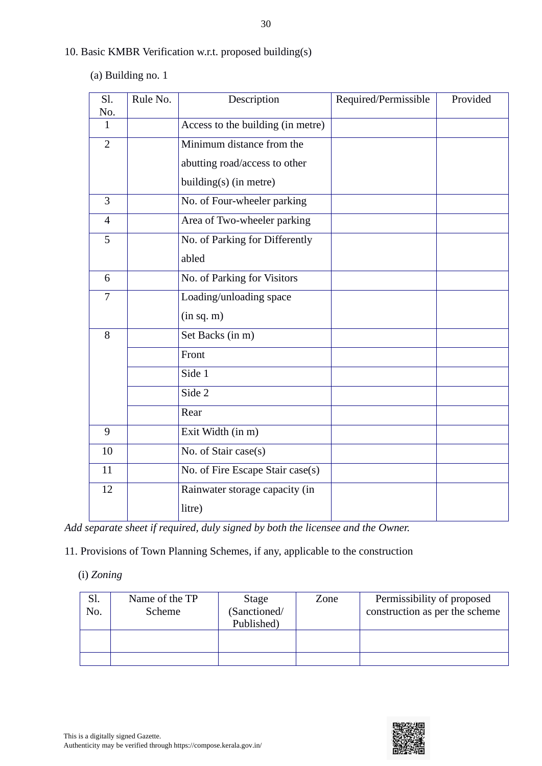10. Basic KMBR Verification w.r.t. proposed building(s)

(a) Building no. 1

| Sl. No. | Rule No. | Description | Required/Permissible | Provided |
|---|---|---|---|---|
| 1 | | Access to the building (in metre) | | |
| 2 | | Minimum distance from the abutting road/access to other building(s) (in metre) | | |
| 3 | | No. of Four-wheeler parking | | |
| 4 | | Area of Two-wheeler parking | | |
| 5 | | No. of Parking for Differently abled | | |
| 6 | | No. of Parking for Visitors | | |
| 7 | | Loading/unloading space (in sq. m) | | |
| 8 | | Set Backs (in m) | | |
| | | Front | | |
| | | Side 1 | | |
| | | Side 2 | | |
| | | Rear | | |
| 9 | | Exit Width (in m) | | |
| 10 | | No. of Stair case(s) | | |
| 11 | | No. of Fire Escape Stair case(s) | | |
| 12 | | Rainwater storage capacity (in litre) | | |

*Add separate sheet if required, duly signed by both the licensee and the Owner.*

11. Provisions of Town Planning Schemes, if any, applicable to the construction

(i) *Zoning*

| Sl. No. | Name of the TP Scheme | Stage (Sanctioned/ Published) | Zone | Permissibility of proposed construction as per the scheme |
|---|---|---|---|---|
| | | | | |
| | | | | |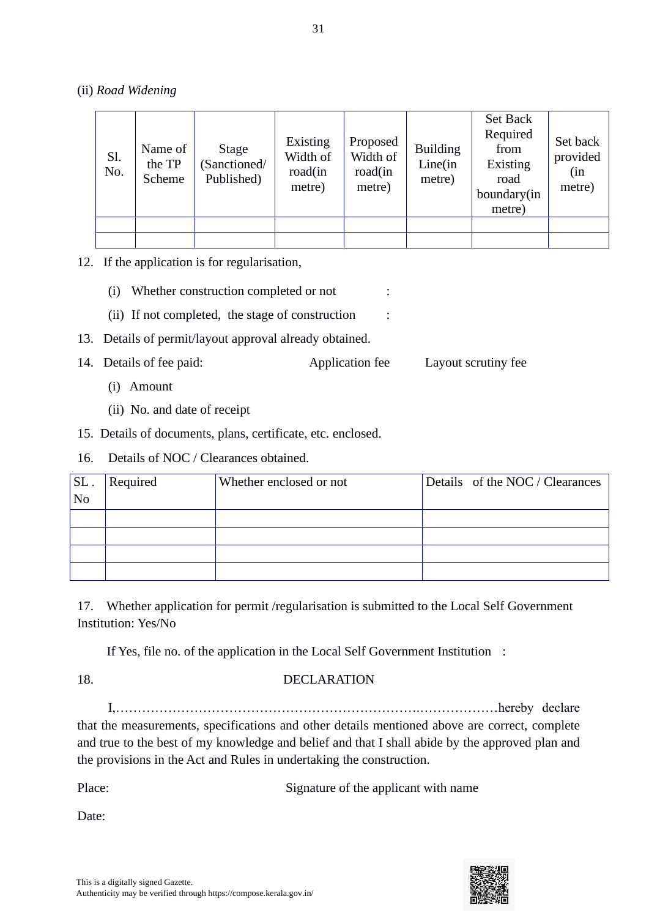(ii) *Road Widening*

| Sl. No. | Name of the TP Scheme | Stage (Sanctioned/ Published) | Existing Width of road(in metre) | Proposed Width of road(in metre) | Building Line(in metre) | Set Back Required from Existing road boundary(in metre) | Set back provided (in metre) |
|---|---|---|---|---|---|---|---|
| | | | | | | | |
| | | | | | | | |

12. If the application is for regularisation,

    (i) Whether construction completed or not :

    (ii) If not completed, the stage of construction :

13. Details of permit/layout approval already obtained.

14. Details of fee paid: Application fee Layout scrutiny fee

    (i) Amount

    (ii) No. and date of receipt

15. Details of documents, plans, certificate, etc. enclosed.

16. Details of NOC / Clearances obtained.

| SL . No | Required | Whether enclosed or not | Details of the NOC / Clearances |
|---|---|---|---|
| | | | |
| | | | |
| | | | |
| | | | |

17. Whether application for permit /regularisation is submitted to the Local Self Government Institution: Yes/No

    If Yes, file no. of the application in the Local Self Government Institution :

18. DECLARATION

I,…………………………………………………………………..………………hereby declare that the measurements, specifications and other details mentioned above are correct, complete and true to the best of my knowledge and belief and that I shall abide by the approved plan and the provisions in the Act and Rules in undertaking the construction.

Place: Signature of the applicant with name

Date: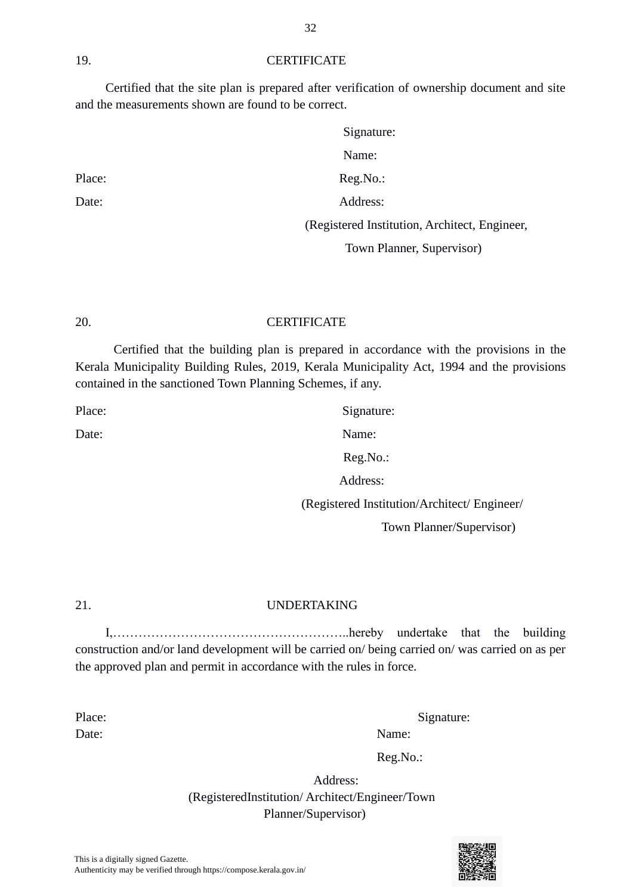19. CERTIFICATE

Certified that the site plan is prepared after verification of ownership document and site and the measurements shown are found to be correct.

Signature:

Name:

Place: Reg.No.:

Date: Address:

(Registered Institution, Architect, Engineer,

Town Planner, Supervisor)

20. CERTIFICATE

Certified that the building plan is prepared in accordance with the provisions in the Kerala Municipality Building Rules, 2019, Kerala Municipality Act, 1994 and the provisions contained in the sanctioned Town Planning Schemes, if any.

Place: Signature:

Date: Name:

Reg.No.:

Address:

(Registered Institution/Architect/ Engineer/

Town Planner/Supervisor)

21. UNDERTAKING

I,………………………………………………..hereby undertake that the building construction and/or land development will be carried on/ being carried on/ was carried on as per the approved plan and permit in accordance with the rules in force.

Place: Signature:

Date: Name:

Reg.No.:

Address:

(RegisteredInstitution/ Architect/Engineer/Town Planner/Supervisor)

This is a digitally signed Gazette.
Authenticity may be verified through https://compose.kerala.gov.in/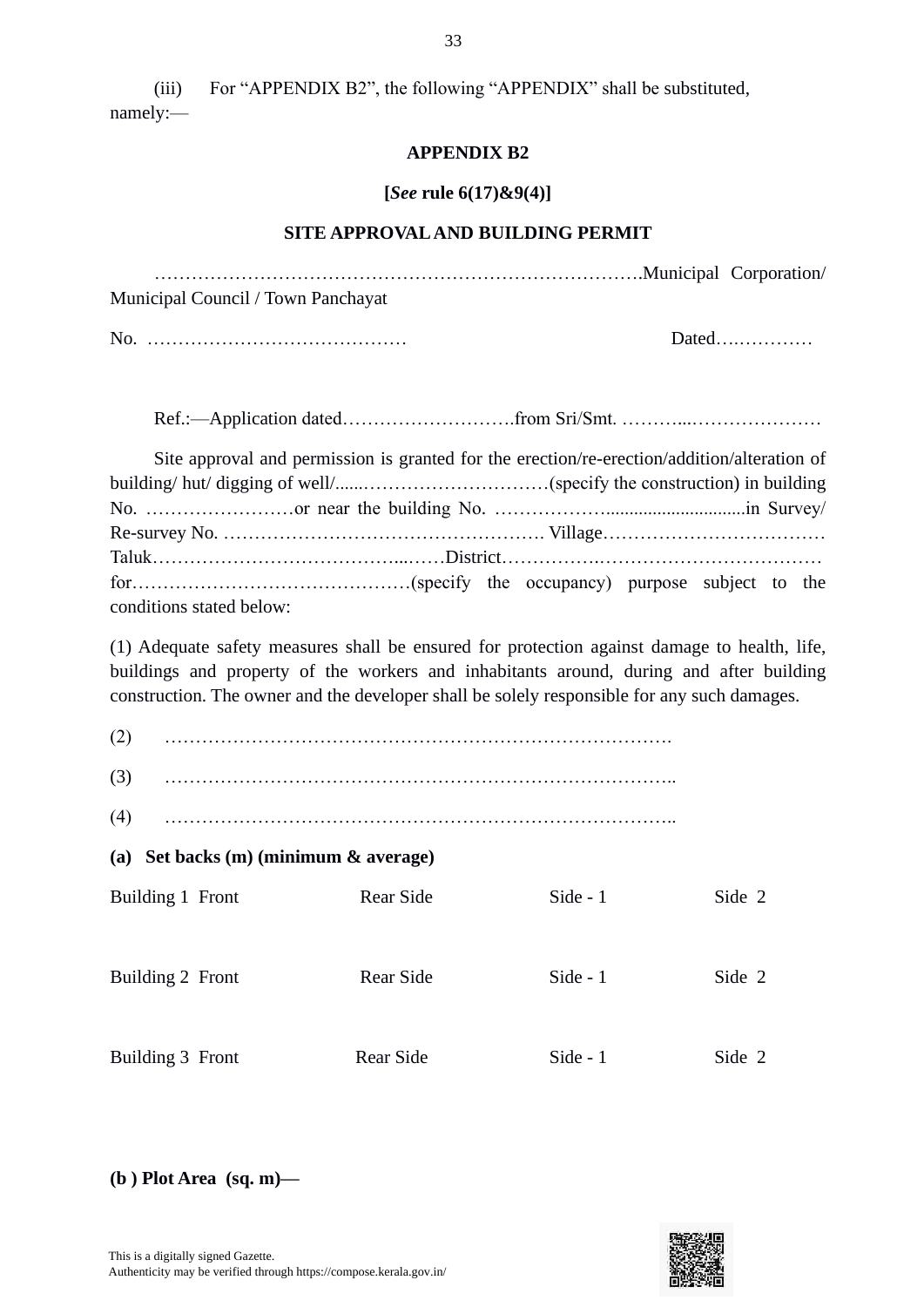(iii) For "APPENDIX B2", the following "APPENDIX" shall be substituted, namely:—

## APPENDIX B2

**[*See* rule 6(17)&9(4)]**

### SITE APPROVAL AND BUILDING PERMIT

…………………………………………………………………….Municipal Corporation/ Municipal Council / Town Panchayat

No. …………………………………… Dated…..…………

Ref.:—Application dated……………………….from Sri/Smt. ………...…………………

Site approval and permission is granted for the erection/re-erection/addition/alteration of building/ hut/ digging of well/......…………………………(specify the construction) in building No. ……………………or near the building No. ……………….............................in Survey/ Re-survey No. ……………………………………………. Village……………………………… Taluk…………………………………...……District…………….……………………………… for………………………………………(specify the occupancy) purpose subject to the conditions stated below:

(1) Adequate safety measures shall be ensured for protection against damage to health, life, buildings and property of the workers and inhabitants around, during and after building construction. The owner and the developer shall be solely responsible for any such damages.

(2) ……………………………………………………………………….

(3) ………………………………………………………………………..

(4) ………………………………………………………………………..

**(a) Set backs (m) (minimum & average)**

| | Front | Rear Side | Side - 1 | Side 2 |
|---|---|---|---|---|
| Building 1 | | | | |
| Building 2 | | | | |
| Building 3 | | | | |

**(b ) Plot Area (sq. m)—**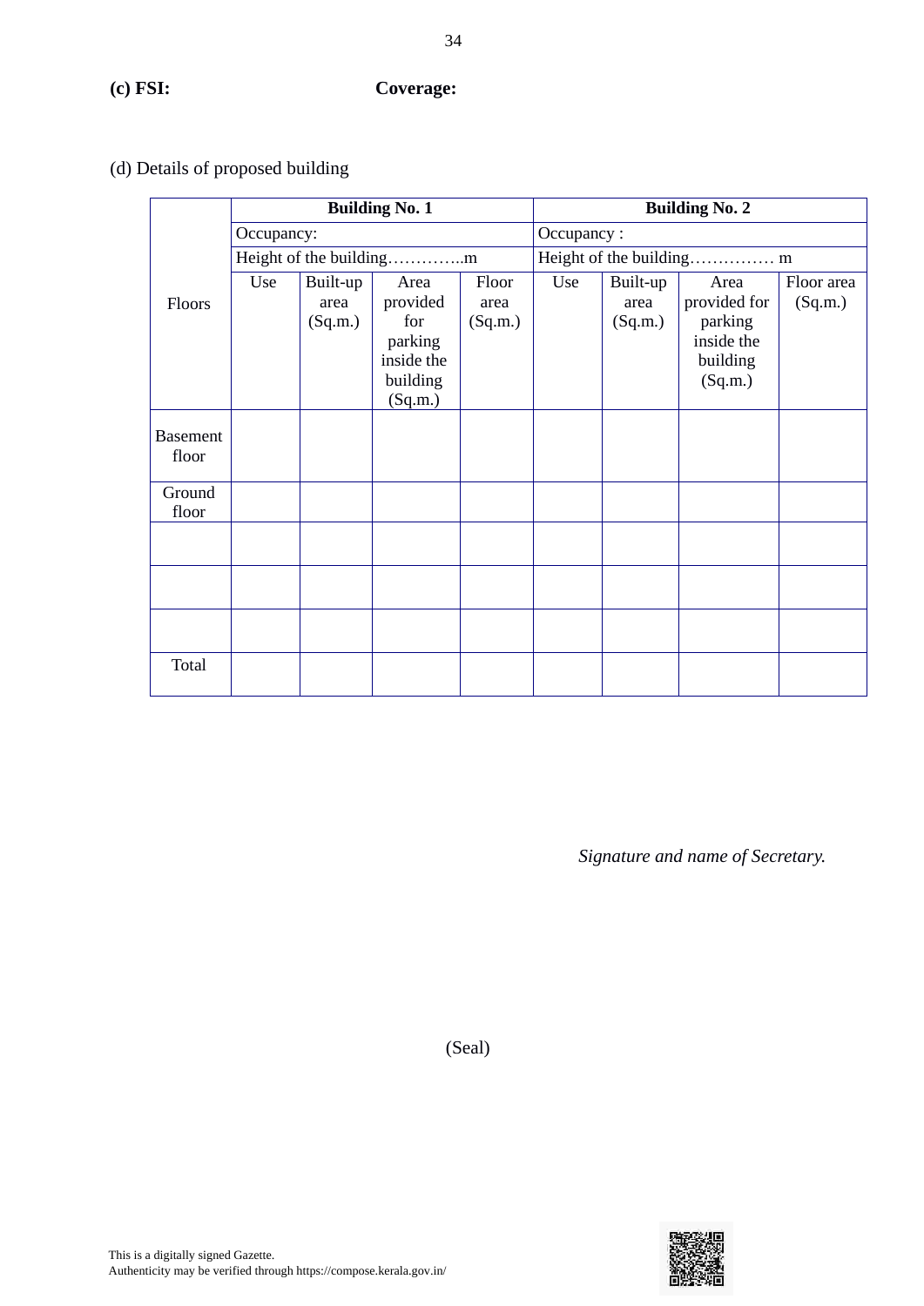**(c) FSI:** **Coverage:**

(d) Details of proposed building

| Floors | Building No. 1 | | | | Building No. 2 | | | |
|---|---|---|---|---|---|---|---|---|
| | Occupancy: | | | | Occupancy : | | | |
| | Height of the building…………..m | | | | Height of the building…………… m | | | |
| | Use | Built-up area (Sq.m.) | Area provided for parking inside the building (Sq.m.) | Floor area (Sq.m.) | Use | Built-up area (Sq.m.) | Area provided for parking inside the building (Sq.m.) | Floor area (Sq.m.) |
| Basement floor | | | | | | | | |
| Ground floor | | | | | | | | |
| | | | | | | | | |
| | | | | | | | | |
| | | | | | | | | |
| Total | | | | | | | | |

*Signature and name of Secretary.*

(Seal)

This is a digitally signed Gazette.
Authenticity may be verified through https://compose.kerala.gov.in/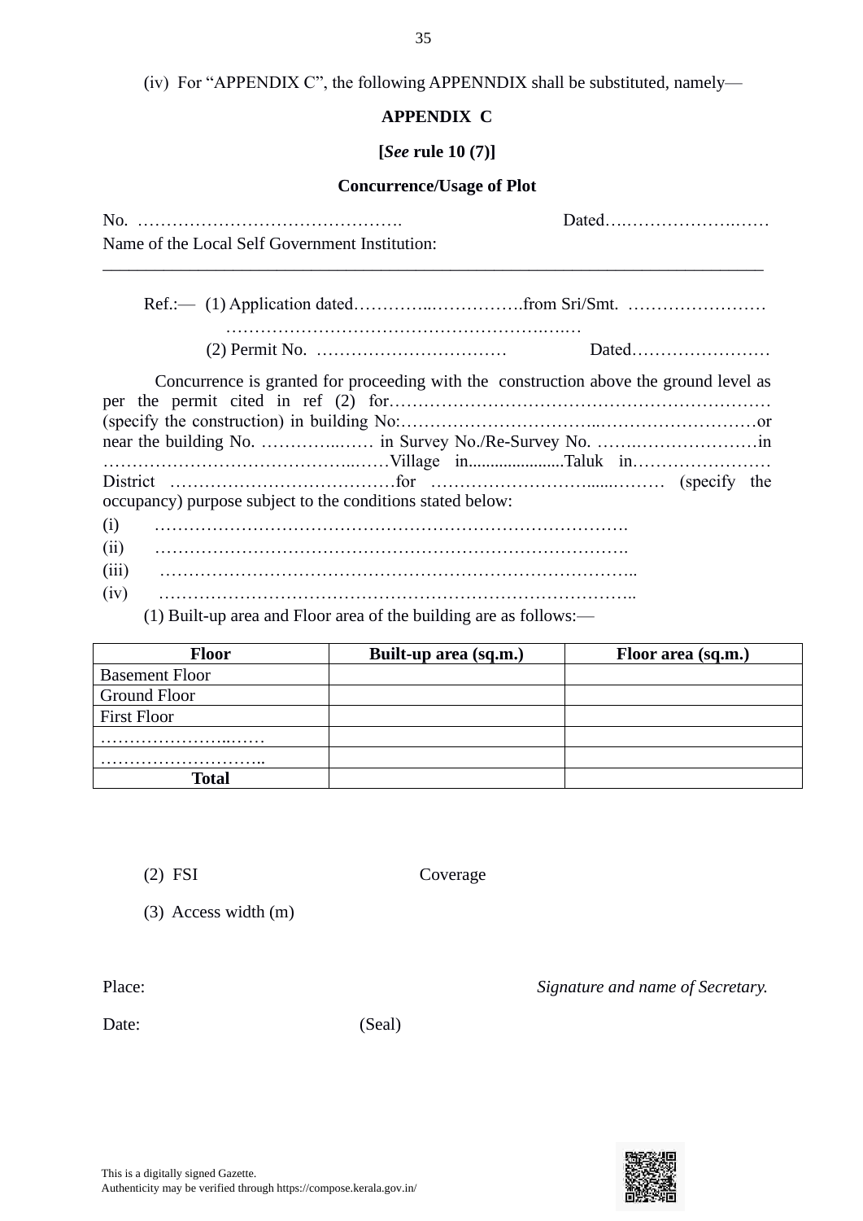(iv) For "APPENDIX C", the following APPENNDIX shall be substituted, namely—

**APPENDIX C**

**[*See* rule 10 (7)]**

**Concurrence/Usage of Plot**

No. ………………………………………. Dated….…………………….……

Name of the Local Self Government Institution:

---

Ref.:— (1) Application dated…………..…………….from Sri/Smt. ……………………

………………………………………………….…..…

(2) Permit No. …………………………… Dated……………………

Concurrence is granted for proceeding with the construction above the ground level as per the permit cited in ref (2) for………………………………………………………… (specify the construction) in building No:…………………………...………………………or near the building No. …………..…… in Survey No./Re-Survey No. …….…………………in ……………………………………..……Village in......................Taluk in…………………… District …………………………………for ……………………….....……… (specify the occupancy) purpose subject to the conditions stated below:

(i) ……………………………………………………………………….

(ii) ……………………………………………………………………….

(iii) ………………………………………………………………………..

(iv) ………………………………………………………………………..

(1) Built-up area and Floor area of the building are as follows:—

| Floor | Built-up area (sq.m.) | Floor area (sq.m.) |
|---|---|---|
| Basement Floor | | |
| Ground Floor | | |
| First Floor | | |
| …………………..…… | | |
| ……………………….. | | |
| **Total** | | |

(2) FSI Coverage

(3) Access width (m)

Place: *Signature and name of Secretary.*

Date: (Seal)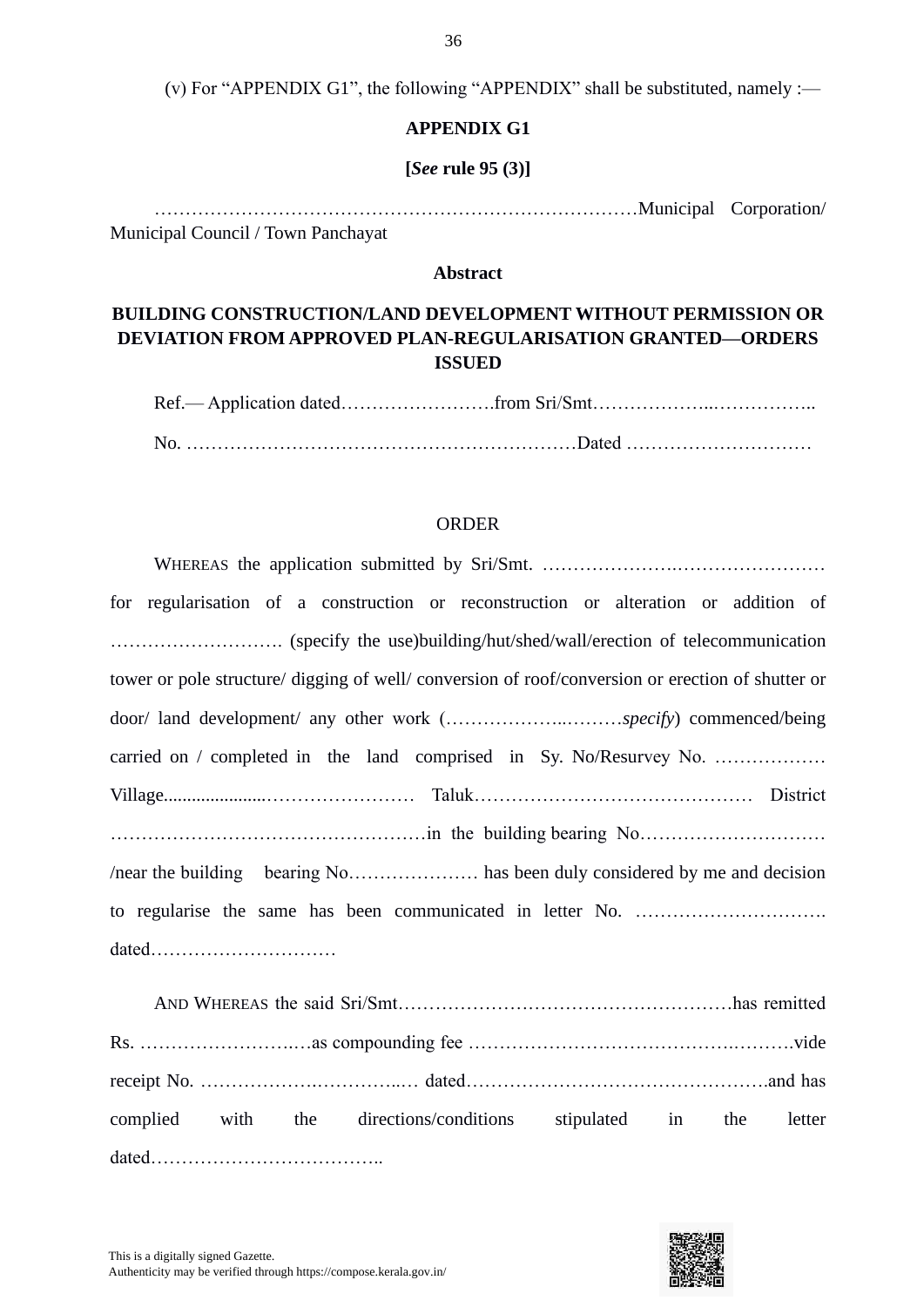(v) For "APPENDIX G1", the following "APPENDIX" shall be substituted, namely :—

**APPENDIX G1**

**[*See* rule 95 (3)]**

……………………………………………………………………Municipal Corporation/ Municipal Council / Town Panchayat

**Abstract**

**BUILDING CONSTRUCTION/LAND DEVELOPMENT WITHOUT PERMISSION OR DEVIATION FROM APPROVED PLAN-REGULARISATION GRANTED—ORDERS ISSUED**

Ref.— Application dated…………………….from Sri/Smt………………...……………..

No. ………………………………………………………Dated …………………………

ORDER

WHEREAS the application submitted by Sri/Smt. …………………..…………………… for regularisation of a construction or reconstruction or alteration or addition of ………………………. (specify the use)building/hut/shed/wall/erection of telecommunication tower or pole structure/ digging of well/ conversion of roof/conversion or erection of shutter or door/ land development/ any other work (………………..………*specify*) commenced/being carried on / completed in the land comprised in Sy. No/Resurvey No. ……………… Village......................…………………… Taluk……………………………………… District ……………………………………………in the building bearing No………………………… /near the building bearing No………………… has been duly considered by me and decision to regularise the same has been communicated in letter No. …………………………. dated…………………………

AND WHEREAS the said Sri/Smt………………………………………………has remitted Rs. ……………………..…as compounding fee ……………………………………..……….vide receipt No. ……………….…………..… dated………………………………………….and has complied with the directions/conditions stipulated in the letter dated………………………………..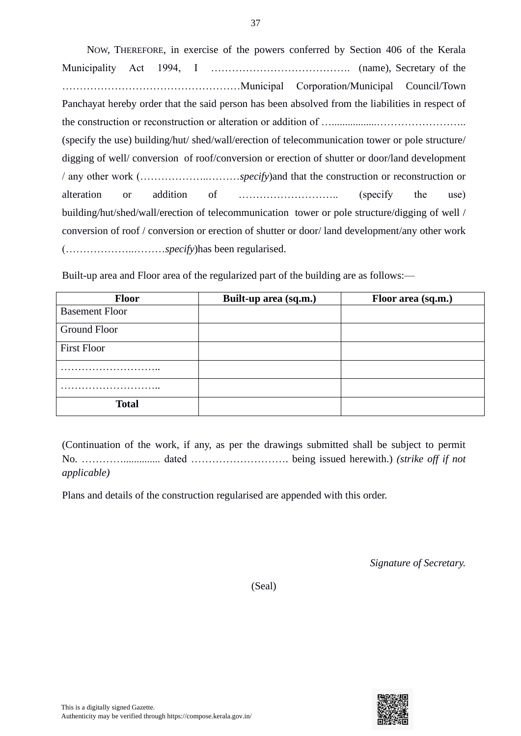NOW, THEREFORE, in exercise of the powers conferred by Section 406 of the Kerala Municipality Act 1994, I …………………………………. (name), Secretary of the ……………………………………………Municipal Corporation/Municipal Council/Town Panchayat hereby order that the said person has been absolved from the liabilities in respect of the construction or reconstruction or alteration or addition of ….................…………………….. (specify the use) building/hut/ shed/wall/erection of telecommunication tower or pole structure/ digging of well/ conversion of roof/conversion or erection of shutter or door/land development / any other work (………………..………*specify*)and that the construction or reconstruction or alteration or addition of ……………………….. (specify the use) building/hut/shed/wall/erection of telecommunication tower or pole structure/digging of well / conversion of roof / conversion or erection of shutter or door/ land development/any other work (………………..………*specify*)has been regularised.

Built-up area and Floor area of the regularized part of the building are as follows:—

| Floor | Built-up area (sq.m.) | Floor area (sq.m.) |
|---|---|---|
| Basement Floor | | |
| Ground Floor | | |
| First Floor | | |
| ……………………….. | | |
| ……………………….. | | |
| **Total** | | |

(Continuation of the work, if any, as per the drawings submitted shall be subject to permit No. ………….............. dated ………………………. being issued herewith.) *(strike off if not applicable)*

Plans and details of the construction regularised are appended with this order.

*Signature of Secretary.*

(Seal)

This is a digitally signed Gazette.
Authenticity may be verified through https://compose.kerala.gov.in/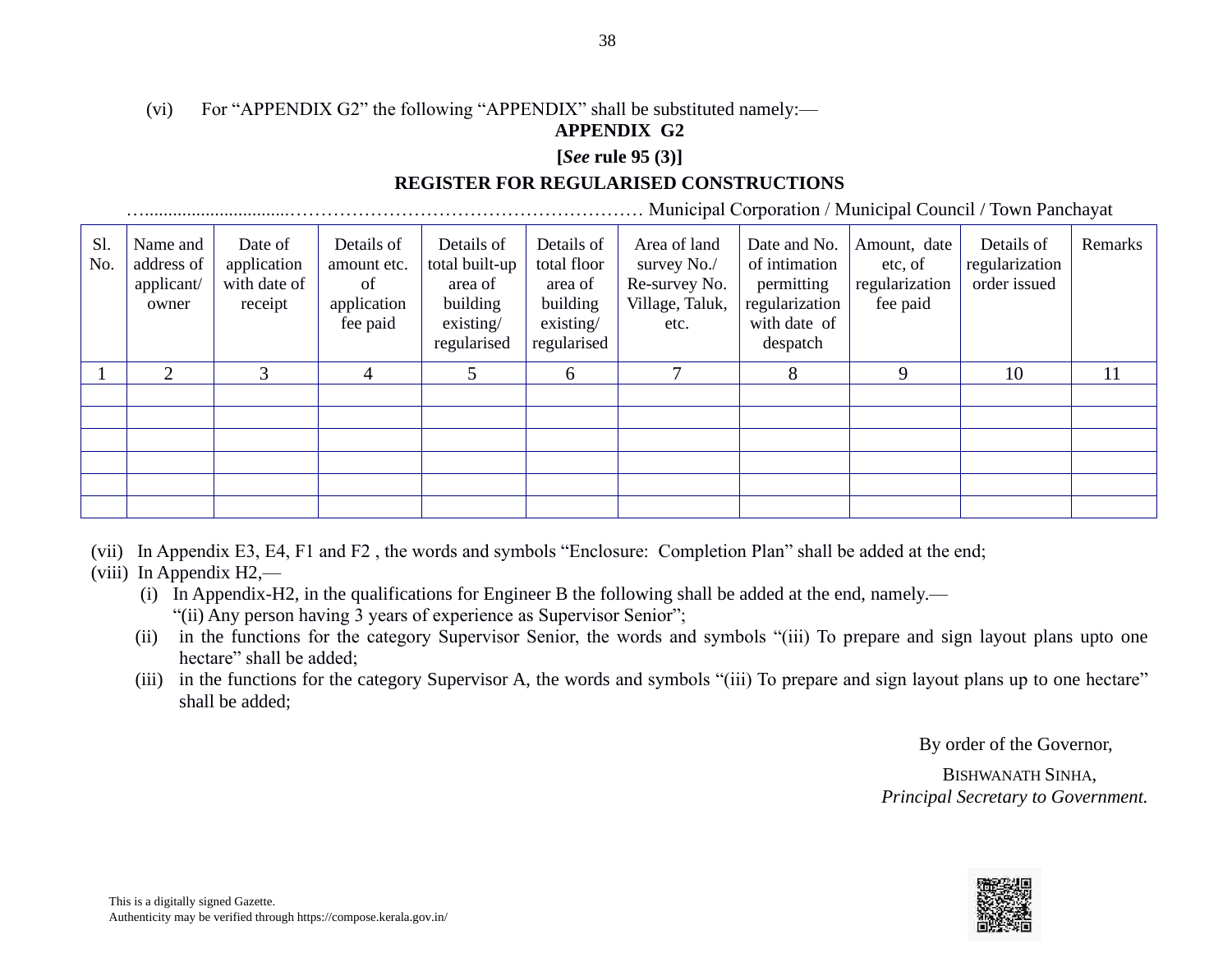(vi) For "APPENDIX G2" the following "APPENDIX" shall be substituted namely:—

**APPENDIX G2**

**[*See* rule 95 (3)]**

**REGISTER FOR REGULARISED CONSTRUCTIONS**

…...............................………………………………………………… Municipal Corporation / Municipal Council / Town Panchayat

| Sl. No. | Name and address of applicant/ owner | Date of application with date of receipt | Details of amount etc. of application fee paid | Details of total built-up area of building existing/ regularised | Details of total floor area of building existing/ regularised | Area of land survey No./ Re-survey No. Village, Taluk, etc. | Date and No. of intimation permitting regularization with date of despatch | Amount, date etc, of regularization fee paid | Details of regularization order issued | Remarks |
|---|---|---|---|---|---|---|---|---|---|---|
| 1 | 2 | 3 | 4 | 5 | 6 | 7 | 8 | 9 | 10 | 11 |
| | | | | | | | | | | |
| | | | | | | | | | | |
| | | | | | | | | | | |
| | | | | | | | | | | |
| | | | | | | | | | | |
| | | | | | | | | | | |

(vii) In Appendix E3, E4, F1 and F2 , the words and symbols "Enclosure: Completion Plan" shall be added at the end;

(viii) In Appendix H2,—

(i) In Appendix-H2, in the qualifications for Engineer B the following shall be added at the end, namely.—
"(ii) Any person having 3 years of experience as Supervisor Senior";

(ii) in the functions for the category Supervisor Senior, the words and symbols "(iii) To prepare and sign layout plans upto one hectare" shall be added;

(iii) in the functions for the category Supervisor A, the words and symbols "(iii) To prepare and sign layout plans up to one hectare" shall be added;

By order of the Governor,

BISHWANATH SINHA,
*Principal Secretary to Government.*

This is a digitally signed Gazette.
Authenticity may be verified through https://compose.kerala.gov.in/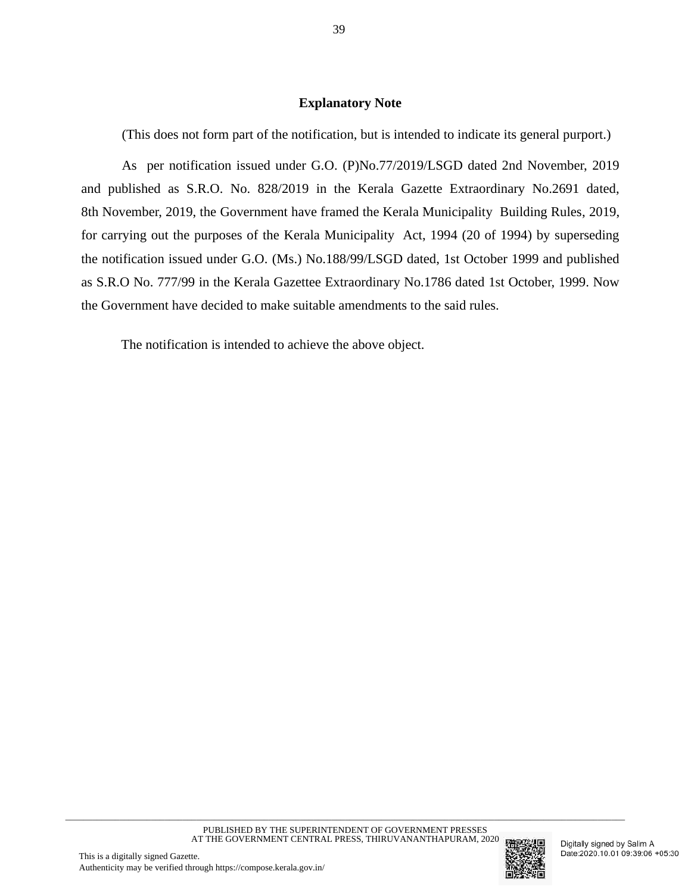## Explanatory Note

(This does not form part of the notification, but is intended to indicate its general purport.)

As per notification issued under G.O. (P)No.77/2019/LSGD dated 2nd November, 2019 and published as S.R.O. No. 828/2019 in the Kerala Gazette Extraordinary No.2691 dated, 8th November, 2019, the Government have framed the Kerala Municipality Building Rules, 2019, for carrying out the purposes of the Kerala Municipality Act, 1994 (20 of 1994) by superseding the notification issued under G.O. (Ms.) No.188/99/LSGD dated, 1st October 1999 and published as S.R.O No. 777/99 in the Kerala Gazettee Extraordinary No.1786 dated 1st October, 1999. Now the Government have decided to make suitable amendments to the said rules.

The notification is intended to achieve the above object.

PUBLISHED BY THE SUPERINTENDENT OF GOVERNMENT PRESSES
AT THE GOVERNMENT CENTRAL PRESS, THIRUVANANTHAPURAM, 2020

This is a digitally signed Gazette.
Authenticity may be verified through https://compose.kerala.gov.in/

Digitally signed by Salim A
Date:2020.10.01 09:39:06 +05:30